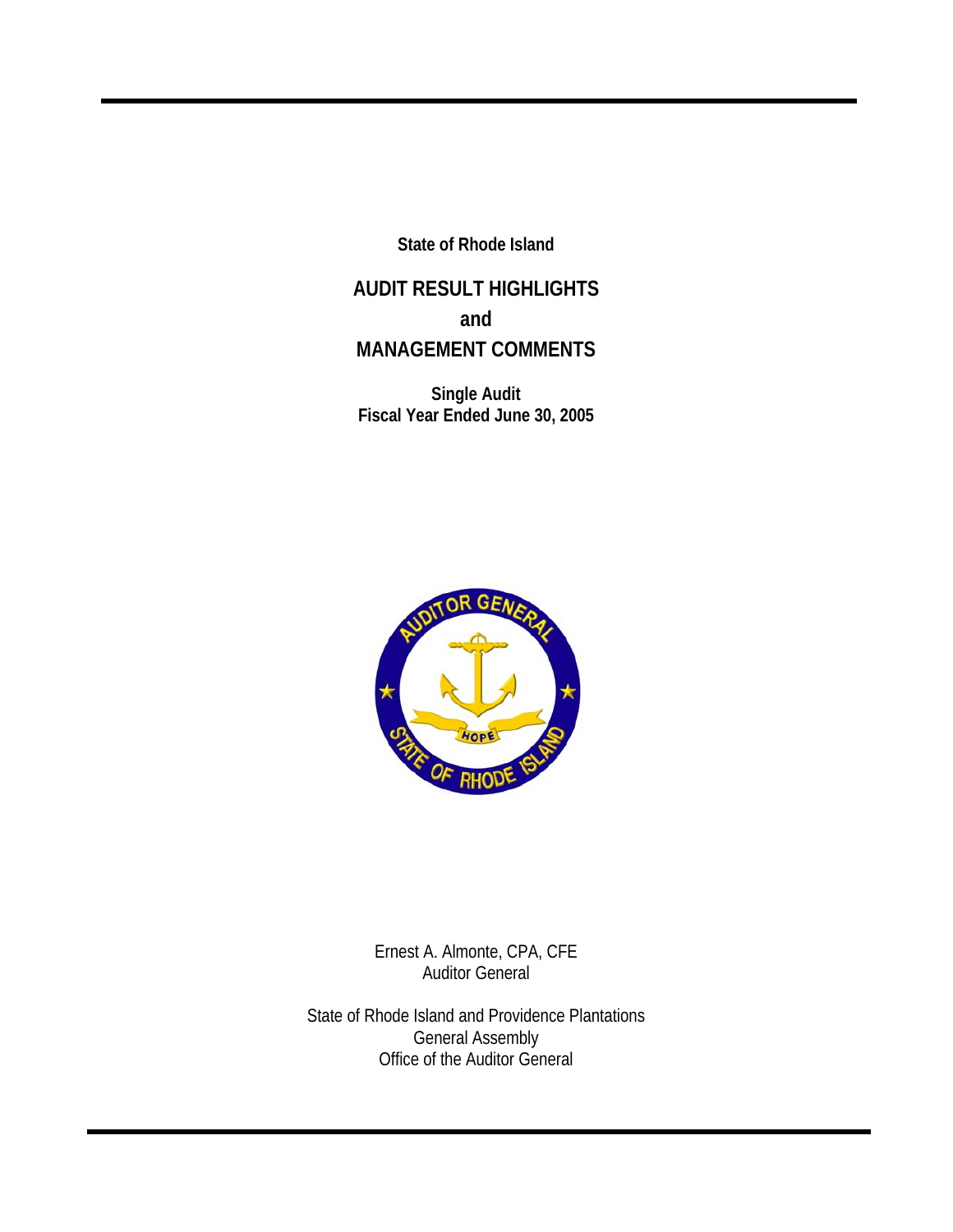**State of Rhode Island**

# AUDIT RESULT HIGHLIGHTS
# and
# MANAGEMENT COMMENTS

**Single Audit**
**Fiscal Year Ended June 30, 2005**

Ernest A. Almonte, CPA, CFE
Auditor General

State of Rhode Island and Providence Plantations
General Assembly
Office of the Auditor General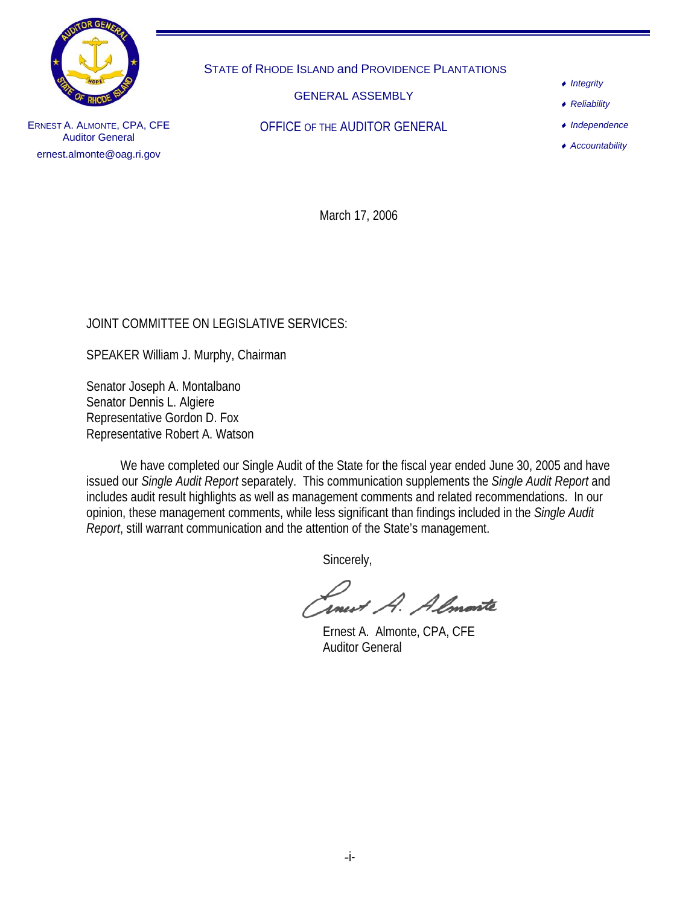STATE of RHODE ISLAND and PROVIDENCE PLANTATIONS

GENERAL ASSEMBLY

OFFICE OF THE AUDITOR GENERAL

ERNEST A. ALMONTE, CPA, CFE
Auditor General
ernest.almonte@oag.ri.gov

- *Integrity*
- *Reliability*
- *Independence*
- *Accountability*

March 17, 2006

JOINT COMMITTEE ON LEGISLATIVE SERVICES:

SPEAKER William J. Murphy, Chairman

Senator Joseph A. Montalbano
Senator Dennis L. Algiere
Representative Gordon D. Fox
Representative Robert A. Watson

We have completed our Single Audit of the State for the fiscal year ended June 30, 2005 and have issued our *Single Audit Report* separately. This communication supplements the *Single Audit Report* and includes audit result highlights as well as management comments and related recommendations. In our opinion, these management comments, while less significant than findings included in the *Single Audit Report*, still warrant communication and the attention of the State's management.

Sincerely,

Ernest A. Almonte

Ernest A. Almonte, CPA, CFE
Auditor General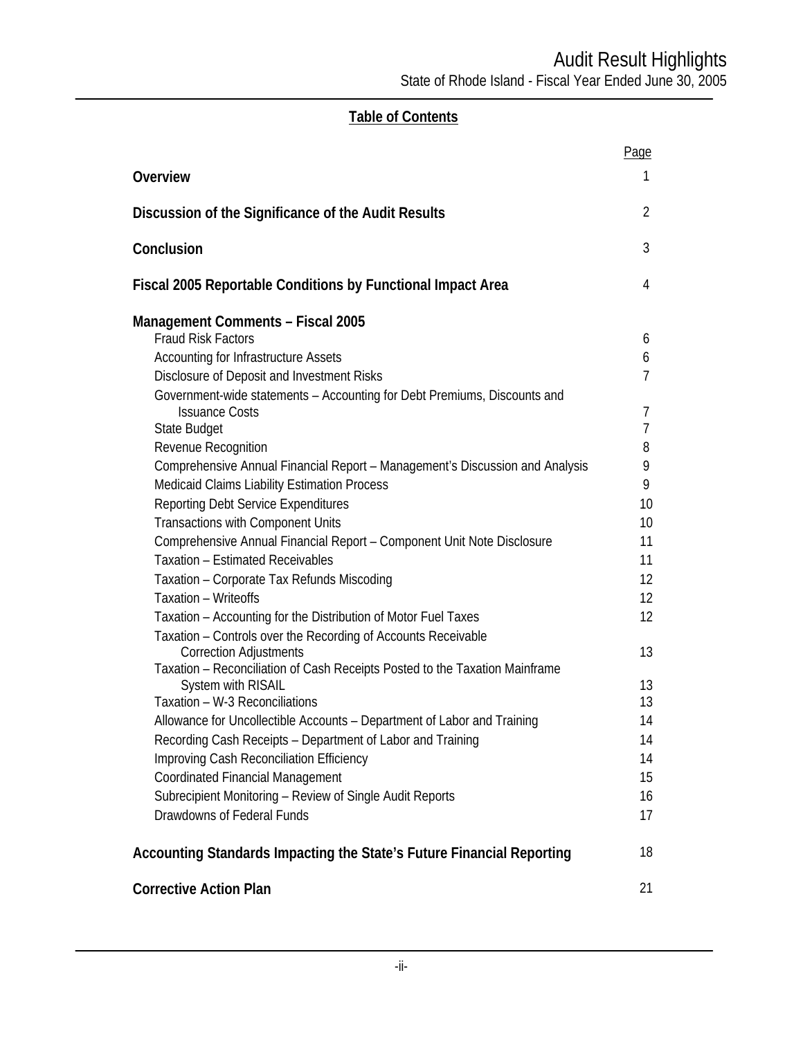## Table of Contents

| | Page |
|---|---|
| **Overview** | 1 |
| **Discussion of the Significance of the Audit Results** | 2 |
| **Conclusion** | 3 |
| **Fiscal 2005 Reportable Conditions by Functional Impact Area** | 4 |
| **Management Comments – Fiscal 2005** | |
| Fraud Risk Factors | 6 |
| Accounting for Infrastructure Assets | 6 |
| Disclosure of Deposit and Investment Risks | 7 |
| Government-wide statements – Accounting for Debt Premiums, Discounts and Issuance Costs | 7 |
| State Budget | 7 |
| Revenue Recognition | 8 |
| Comprehensive Annual Financial Report – Management's Discussion and Analysis | 9 |
| Medicaid Claims Liability Estimation Process | 9 |
| Reporting Debt Service Expenditures | 10 |
| Transactions with Component Units | 10 |
| Comprehensive Annual Financial Report – Component Unit Note Disclosure | 11 |
| Taxation – Estimated Receivables | 11 |
| Taxation – Corporate Tax Refunds Miscoding | 12 |
| Taxation – Writeoffs | 12 |
| Taxation – Accounting for the Distribution of Motor Fuel Taxes | 12 |
| Taxation – Controls over the Recording of Accounts Receivable Correction Adjustments | 13 |
| Taxation – Reconciliation of Cash Receipts Posted to the Taxation Mainframe System with RISAIL | 13 |
| Taxation – W-3 Reconciliations | 13 |
| Allowance for Uncollectible Accounts – Department of Labor and Training | 14 |
| Recording Cash Receipts – Department of Labor and Training | 14 |
| Improving Cash Reconciliation Efficiency | 14 |
| Coordinated Financial Management | 15 |
| Subrecipient Monitoring – Review of Single Audit Reports | 16 |
| Drawdowns of Federal Funds | 17 |
| **Accounting Standards Impacting the State's Future Financial Reporting** | 18 |
| **Corrective Action Plan** | 21 |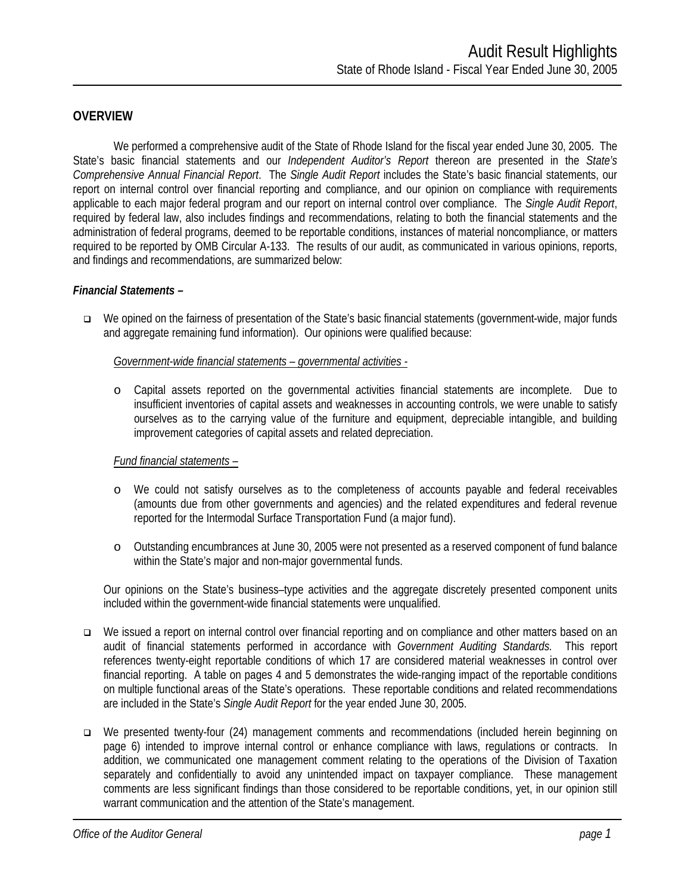# Audit Result Highlights

State of Rhode Island - Fiscal Year Ended June 30, 2005

## OVERVIEW

We performed a comprehensive audit of the State of Rhode Island for the fiscal year ended June 30, 2005. The State's basic financial statements and our *Independent Auditor's Report* thereon are presented in the *State's Comprehensive Annual Financial Report*. The *Single Audit Report* includes the State's basic financial statements, our report on internal control over financial reporting and compliance, and our opinion on compliance with requirements applicable to each major federal program and our report on internal control over compliance. The *Single Audit Report*, required by federal law, also includes findings and recommendations, relating to both the financial statements and the administration of federal programs, deemed to be reportable conditions, instances of material noncompliance, or matters required to be reported by OMB Circular A-133. The results of our audit, as communicated in various opinions, reports, and findings and recommendations, are summarized below:

***Financial Statements –***

- We opined on the fairness of presentation of the State's basic financial statements (government-wide, major funds and aggregate remaining fund information). Our opinions were qualified because:

  Government-wide financial statements – governmental activities -

  - Capital assets reported on the governmental activities financial statements are incomplete. Due to insufficient inventories of capital assets and weaknesses in accounting controls, we were unable to satisfy ourselves as to the carrying value of the furniture and equipment, depreciable intangible, and building improvement categories of capital assets and related depreciation.

  Fund financial statements –

  - We could not satisfy ourselves as to the completeness of accounts payable and federal receivables (amounts due from other governments and agencies) and the related expenditures and federal revenue reported for the Intermodal Surface Transportation Fund (a major fund).
  - Outstanding encumbrances at June 30, 2005 were not presented as a reserved component of fund balance within the State's major and non-major governmental funds.

  Our opinions on the State's business–type activities and the aggregate discretely presented component units included within the government-wide financial statements were unqualified.

- We issued a report on internal control over financial reporting and on compliance and other matters based on an audit of financial statements performed in accordance with *Government Auditing Standards.* This report references twenty-eight reportable conditions of which 17 are considered material weaknesses in control over financial reporting. A table on pages 4 and 5 demonstrates the wide-ranging impact of the reportable conditions on multiple functional areas of the State's operations. These reportable conditions and related recommendations are included in the State's *Single Audit Report* for the year ended June 30, 2005.

- We presented twenty-four (24) management comments and recommendations (included herein beginning on page 6) intended to improve internal control or enhance compliance with laws, regulations or contracts. In addition, we communicated one management comment relating to the operations of the Division of Taxation separately and confidentially to avoid any unintended impact on taxpayer compliance. These management comments are less significant findings than those considered to be reportable conditions, yet, in our opinion still warrant communication and the attention of the State's management.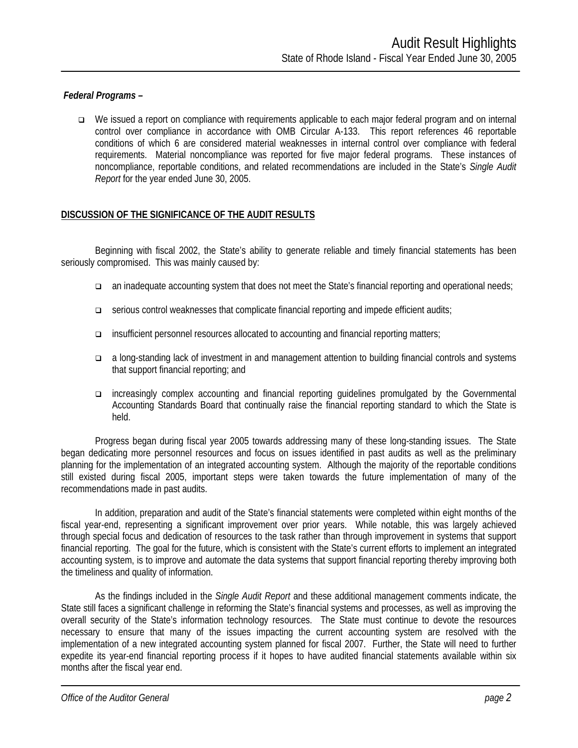***Federal Programs –***

- We issued a report on compliance with requirements applicable to each major federal program and on internal control over compliance in accordance with OMB Circular A-133. This report references 46 reportable conditions of which 6 are considered material weaknesses in internal control over compliance with federal requirements. Material noncompliance was reported for five major federal programs. These instances of noncompliance, reportable conditions, and related recommendations are included in the State's *Single Audit Report* for the year ended June 30, 2005.

**DISCUSSION OF THE SIGNIFICANCE OF THE AUDIT RESULTS**

Beginning with fiscal 2002, the State's ability to generate reliable and timely financial statements has been seriously compromised. This was mainly caused by:

- an inadequate accounting system that does not meet the State's financial reporting and operational needs;
- serious control weaknesses that complicate financial reporting and impede efficient audits;
- insufficient personnel resources allocated to accounting and financial reporting matters;
- a long-standing lack of investment in and management attention to building financial controls and systems that support financial reporting; and
- increasingly complex accounting and financial reporting guidelines promulgated by the Governmental Accounting Standards Board that continually raise the financial reporting standard to which the State is held.

Progress began during fiscal year 2005 towards addressing many of these long-standing issues. The State began dedicating more personnel resources and focus on issues identified in past audits as well as the preliminary planning for the implementation of an integrated accounting system. Although the majority of the reportable conditions still existed during fiscal 2005, important steps were taken towards the future implementation of many of the recommendations made in past audits.

In addition, preparation and audit of the State's financial statements were completed within eight months of the fiscal year-end, representing a significant improvement over prior years. While notable, this was largely achieved through special focus and dedication of resources to the task rather than through improvement in systems that support financial reporting. The goal for the future, which is consistent with the State's current efforts to implement an integrated accounting system, is to improve and automate the data systems that support financial reporting thereby improving both the timeliness and quality of information.

As the findings included in the *Single Audit Report* and these additional management comments indicate, the State still faces a significant challenge in reforming the State's financial systems and processes, as well as improving the overall security of the State's information technology resources. The State must continue to devote the resources necessary to ensure that many of the issues impacting the current accounting system are resolved with the implementation of a new integrated accounting system planned for fiscal 2007. Further, the State will need to further expedite its year-end financial reporting process if it hopes to have audited financial statements available within six months after the fiscal year end.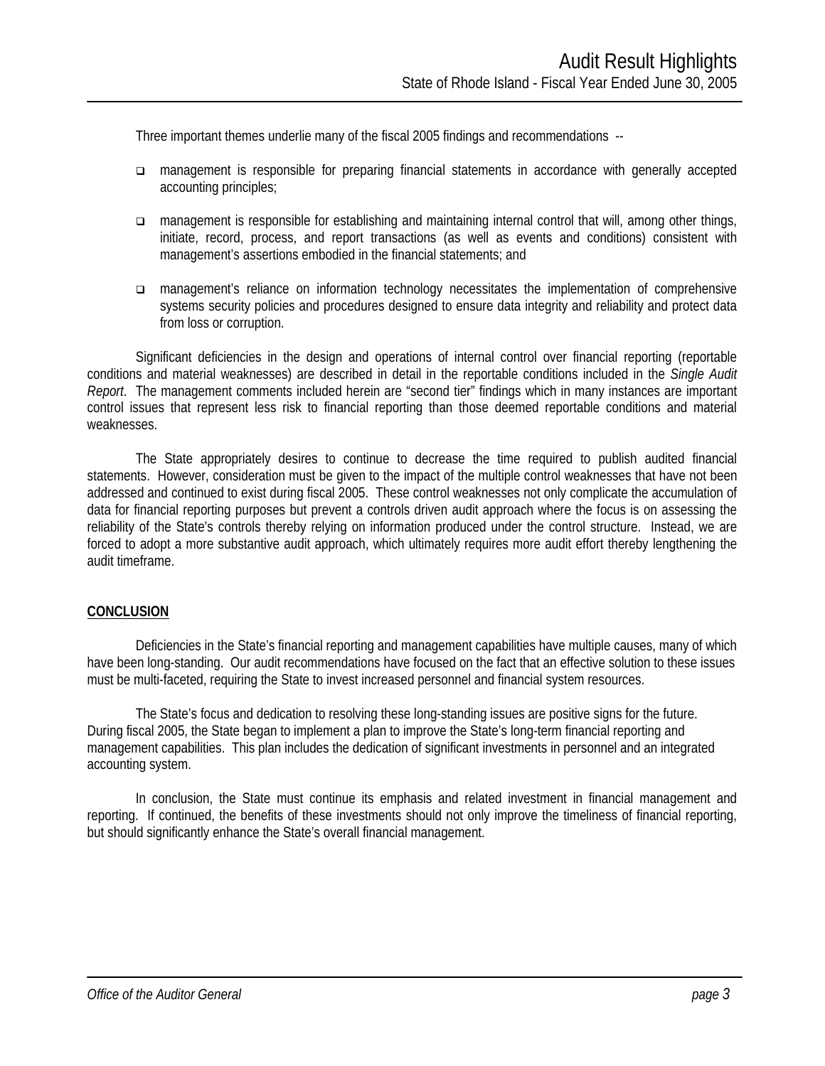Three important themes underlie many of the fiscal 2005 findings and recommendations --

- management is responsible for preparing financial statements in accordance with generally accepted accounting principles;
- management is responsible for establishing and maintaining internal control that will, among other things, initiate, record, process, and report transactions (as well as events and conditions) consistent with management's assertions embodied in the financial statements; and
- management's reliance on information technology necessitates the implementation of comprehensive systems security policies and procedures designed to ensure data integrity and reliability and protect data from loss or corruption.

Significant deficiencies in the design and operations of internal control over financial reporting (reportable conditions and material weaknesses) are described in detail in the reportable conditions included in the *Single Audit Report*. The management comments included herein are "second tier" findings which in many instances are important control issues that represent less risk to financial reporting than those deemed reportable conditions and material weaknesses.

The State appropriately desires to continue to decrease the time required to publish audited financial statements. However, consideration must be given to the impact of the multiple control weaknesses that have not been addressed and continued to exist during fiscal 2005. These control weaknesses not only complicate the accumulation of data for financial reporting purposes but prevent a controls driven audit approach where the focus is on assessing the reliability of the State's controls thereby relying on information produced under the control structure. Instead, we are forced to adopt a more substantive audit approach, which ultimately requires more audit effort thereby lengthening the audit timeframe.

## CONCLUSION

Deficiencies in the State's financial reporting and management capabilities have multiple causes, many of which have been long-standing. Our audit recommendations have focused on the fact that an effective solution to these issues must be multi-faceted, requiring the State to invest increased personnel and financial system resources.

The State's focus and dedication to resolving these long-standing issues are positive signs for the future. During fiscal 2005, the State began to implement a plan to improve the State's long-term financial reporting and management capabilities. This plan includes the dedication of significant investments in personnel and an integrated accounting system.

In conclusion, the State must continue its emphasis and related investment in financial management and reporting. If continued, the benefits of these investments should not only improve the timeliness of financial reporting, but should significantly enhance the State's overall financial management.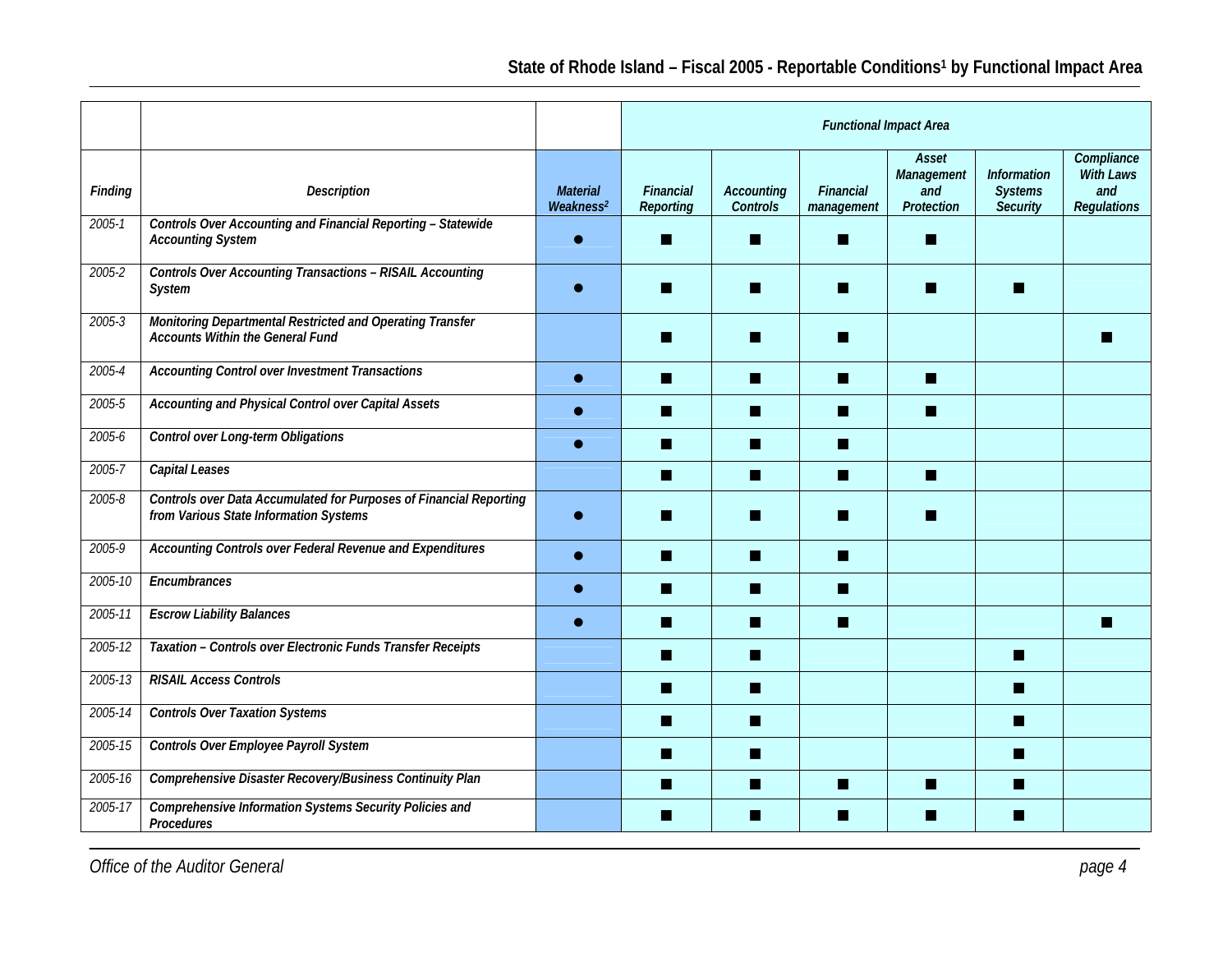## State of Rhode Island – Fiscal 2005 - Reportable Conditions[1] by Functional Impact Area

| | | | Functional Impact Area | | | | | |
|---|---|---|---|---|---|---|---|---|
| ***Finding*** | ***Description*** | ***Material Weakness***[2] | ***Financial Reporting*** | ***Accounting Controls*** | ***Financial management*** | ***Asset Management and Protection*** | ***Information Systems Security*** | ***Compliance With Laws and Regulations*** |
| 2005-1 | **Controls Over Accounting and Financial Reporting – Statewide Accounting System** | ● | ■ | ■ | ■ | ■ | | |
| 2005-2 | **Controls Over Accounting Transactions – RISAIL Accounting System** | ● | ■ | ■ | ■ | ■ | ■ | |
| 2005-3 | **Monitoring Departmental Restricted and Operating Transfer Accounts Within the General Fund** | | ■ | ■ | ■ | | | ■ |
| 2005-4 | **Accounting Control over Investment Transactions** | ● | ■ | ■ | ■ | ■ | | |
| 2005-5 | **Accounting and Physical Control over Capital Assets** | ● | ■ | ■ | ■ | ■ | | |
| 2005-6 | **Control over Long-term Obligations** | ● | ■ | ■ | ■ | | | |
| 2005-7 | **Capital Leases** | | ■ | ■ | ■ | ■ | | |
| 2005-8 | **Controls over Data Accumulated for Purposes of Financial Reporting from Various State Information Systems** | ● | ■ | ■ | ■ | ■ | | |
| 2005-9 | **Accounting Controls over Federal Revenue and Expenditures** | ● | ■ | ■ | ■ | | | |
| 2005-10 | **Encumbrances** | ● | ■ | ■ | ■ | | | |
| 2005-11 | **Escrow Liability Balances** | ● | ■ | ■ | ■ | | | ■ |
| 2005-12 | **Taxation – Controls over Electronic Funds Transfer Receipts** | | ■ | ■ | | | ■ | |
| 2005-13 | **RISAIL Access Controls** | | ■ | ■ | | | ■ | |
| 2005-14 | **Controls Over Taxation Systems** | | ■ | ■ | | | ■ | |
| 2005-15 | **Controls Over Employee Payroll System** | | ■ | ■ | | | ■ | |
| 2005-16 | **Comprehensive Disaster Recovery/Business Continuity Plan** | | ■ | ■ | ■ | ■ | ■ | |
| 2005-17 | **Comprehensive Information Systems Security Policies and Procedures** | | ■ | ■ | ■ | ■ | ■ | |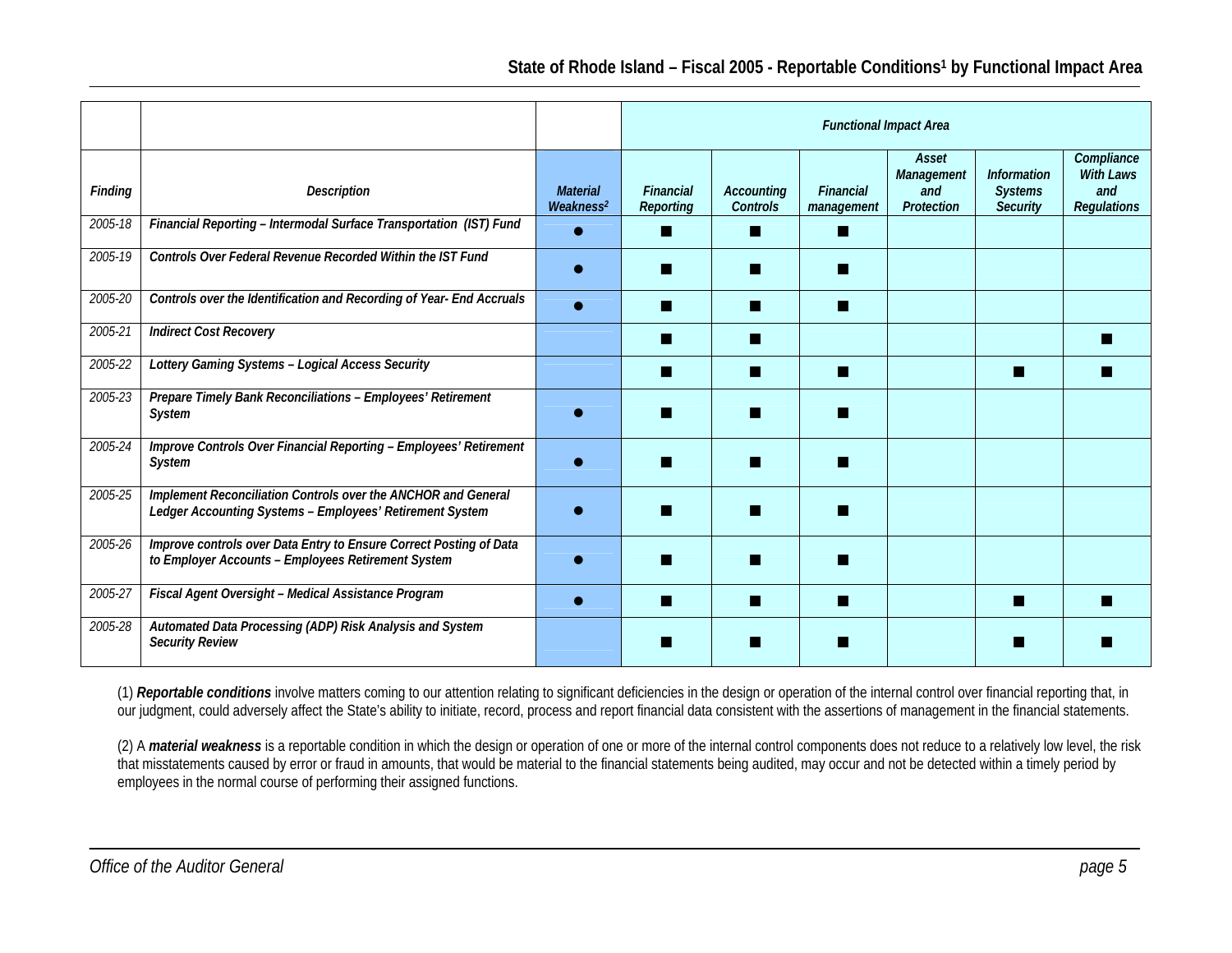## State of Rhode Island – Fiscal 2005 - Reportable Conditions[1] by Functional Impact Area

| | | | Functional Impact Area | | | | | |
|---|---|---|---|---|---|---|---|---|
| *Finding* | *Description* | *Material Weakness[2]* | *Financial Reporting* | *Accounting Controls* | *Financial management* | *Asset Management and Protection* | *Information Systems Security* | *Compliance With Laws and Regulations* |
| 2005-18 | ***Financial Reporting – Intermodal Surface Transportation (IST) Fund*** | ● | ■ | ■ | ■ | | | |
| 2005-19 | ***Controls Over Federal Revenue Recorded Within the IST Fund*** | ● | ■ | ■ | ■ | | | |
| 2005-20 | ***Controls over the Identification and Recording of Year- End Accruals*** | ● | ■ | ■ | ■ | | | |
| 2005-21 | ***Indirect Cost Recovery*** | | ■ | ■ | | | | ■ |
| 2005-22 | ***Lottery Gaming Systems – Logical Access Security*** | | ■ | ■ | ■ | | ■ | ■ |
| 2005-23 | ***Prepare Timely Bank Reconciliations – Employees' Retirement System*** | ● | ■ | ■ | ■ | | | |
| 2005-24 | ***Improve Controls Over Financial Reporting – Employees' Retirement System*** | ● | ■ | ■ | ■ | | | |
| 2005-25 | ***Implement Reconciliation Controls over the ANCHOR and General Ledger Accounting Systems – Employees' Retirement System*** | ● | ■ | ■ | ■ | | | |
| 2005-26 | ***Improve controls over Data Entry to Ensure Correct Posting of Data to Employer Accounts – Employees Retirement System*** | ● | ■ | ■ | ■ | | | |
| 2005-27 | ***Fiscal Agent Oversight – Medical Assistance Program*** | ● | ■ | ■ | ■ | | ■ | ■ |
| 2005-28 | ***Automated Data Processing (ADP) Risk Analysis and System Security Review*** | | ■ | ■ | ■ | | ■ | ■ |

(1) ***Reportable conditions*** involve matters coming to our attention relating to significant deficiencies in the design or operation of the internal control over financial reporting that, in our judgment, could adversely affect the State's ability to initiate, record, process and report financial data consistent with the assertions of management in the financial statements.

(2) A ***material weakness*** is a reportable condition in which the design or operation of one or more of the internal control components does not reduce to a relatively low level, the risk that misstatements caused by error or fraud in amounts, that would be material to the financial statements being audited, may occur and not be detected within a timely period by employees in the normal course of performing their assigned functions.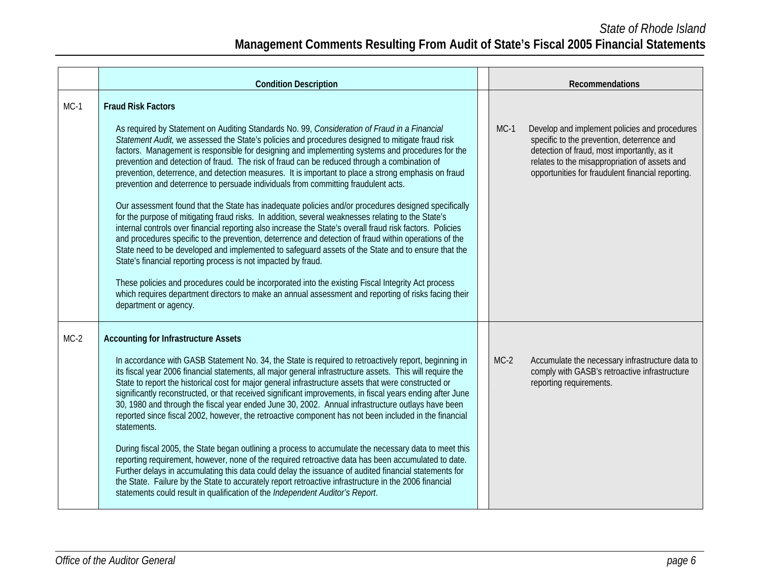| | Condition Description | Recommendations |
|---|---|---|
| MC-1 | **Fraud Risk Factors**<br><br>As required by Statement on Auditing Standards No. 99, *Consideration of Fraud in a Financial Statement Audit,* we assessed the State's policies and procedures designed to mitigate fraud risk factors. Management is responsible for designing and implementing systems and procedures for the prevention and detection of fraud. The risk of fraud can be reduced through a combination of prevention, deterrence, and detection measures. It is important to place a strong emphasis on fraud prevention and deterrence to persuade individuals from committing fraudulent acts.<br><br>Our assessment found that the State has inadequate policies and/or procedures designed specifically for the purpose of mitigating fraud risks. In addition, several weaknesses relating to the State's internal controls over financial reporting also increase the State's overall fraud risk factors. Policies and procedures specific to the prevention, deterrence and detection of fraud within operations of the State need to be developed and implemented to safeguard assets of the State and to ensure that the State's financial reporting process is not impacted by fraud.<br><br>These policies and procedures could be incorporated into the existing Fiscal Integrity Act process which requires department directors to make an annual assessment and reporting of risks facing their department or agency. | MC-1 Develop and implement policies and procedures specific to the prevention, deterrence and detection of fraud, most importantly, as it relates to the misappropriation of assets and opportunities for fraudulent financial reporting. |
| MC-2 | **Accounting for Infrastructure Assets**<br><br>In accordance with GASB Statement No. 34, the State is required to retroactively report, beginning in its fiscal year 2006 financial statements, all major general infrastructure assets. This will require the State to report the historical cost for major general infrastructure assets that were constructed or significantly reconstructed, or that received significant improvements, in fiscal years ending after June 30, 1980 and through the fiscal year ended June 30, 2002. Annual infrastructure outlays have been reported since fiscal 2002, however, the retroactive component has not been included in the financial statements.<br><br>During fiscal 2005, the State began outlining a process to accumulate the necessary data to meet this reporting requirement, however, none of the required retroactive data has been accumulated to date. Further delays in accumulating this data could delay the issuance of audited financial statements for the State. Failure by the State to accurately report retroactive infrastructure in the 2006 financial statements could result in qualification of the *Independent Auditor's Report*. | MC-2 Accumulate the necessary infrastructure data to comply with GASB's retroactive infrastructure reporting requirements. |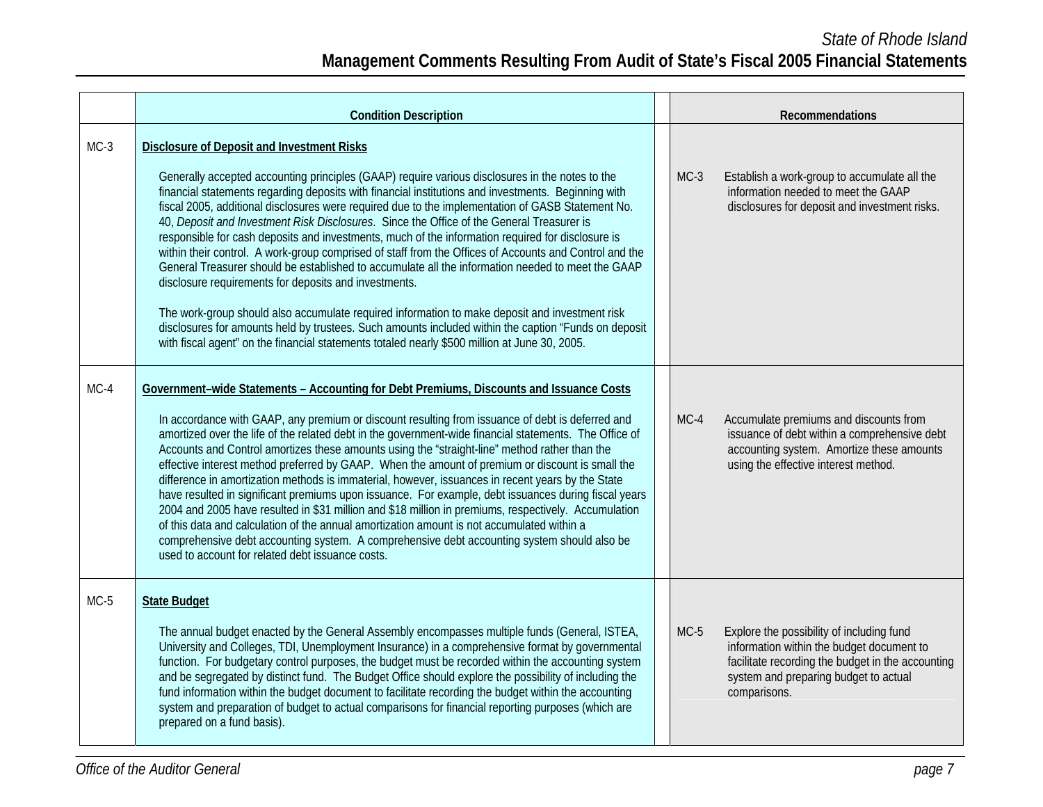| | Condition Description | Recommendations |
|---|---|---|
| MC-3 | **Disclosure of Deposit and Investment Risks**<br><br>Generally accepted accounting principles (GAAP) require various disclosures in the notes to the financial statements regarding deposits with financial institutions and investments. Beginning with fiscal 2005, additional disclosures were required due to the implementation of GASB Statement No. 40, *Deposit and Investment Risk Disclosures*. Since the Office of the General Treasurer is responsible for cash deposits and investments, much of the information required for disclosure is within their control. A work-group comprised of staff from the Offices of Accounts and Control and the General Treasurer should be established to accumulate all the information needed to meet the GAAP disclosure requirements for deposits and investments.<br><br>The work-group should also accumulate required information to make deposit and investment risk disclosures for amounts held by trustees. Such amounts included within the caption "Funds on deposit with fiscal agent" on the financial statements totaled nearly $500 million at June 30, 2005. | MC-3 Establish a work-group to accumulate all the information needed to meet the GAAP disclosures for deposit and investment risks. |
| MC-4 | **Government–wide Statements – Accounting for Debt Premiums, Discounts and Issuance Costs**<br><br>In accordance with GAAP, any premium or discount resulting from issuance of debt is deferred and amortized over the life of the related debt in the government-wide financial statements. The Office of Accounts and Control amortizes these amounts using the "straight-line" method rather than the effective interest method preferred by GAAP. When the amount of premium or discount is small the difference in amortization methods is immaterial, however, issuances in recent years by the State have resulted in significant premiums upon issuance. For example, debt issuances during fiscal years 2004 and 2005 have resulted in $31 million and $18 million in premiums, respectively. Accumulation of this data and calculation of the annual amortization amount is not accumulated within a comprehensive debt accounting system. A comprehensive debt accounting system should also be used to account for related debt issuance costs. | MC-4 Accumulate premiums and discounts from issuance of debt within a comprehensive debt accounting system. Amortize these amounts using the effective interest method. |
| MC-5 | **State Budget**<br><br>The annual budget enacted by the General Assembly encompasses multiple funds (General, ISTEA, University and Colleges, TDI, Unemployment Insurance) in a comprehensive format by governmental function. For budgetary control purposes, the budget must be recorded within the accounting system and be segregated by distinct fund. The Budget Office should explore the possibility of including the fund information within the budget document to facilitate recording the budget within the accounting system and preparation of budget to actual comparisons for financial reporting purposes (which are prepared on a fund basis). | MC-5 Explore the possibility of including fund information within the budget document to facilitate recording the budget in the accounting system and preparing budget to actual comparisons. |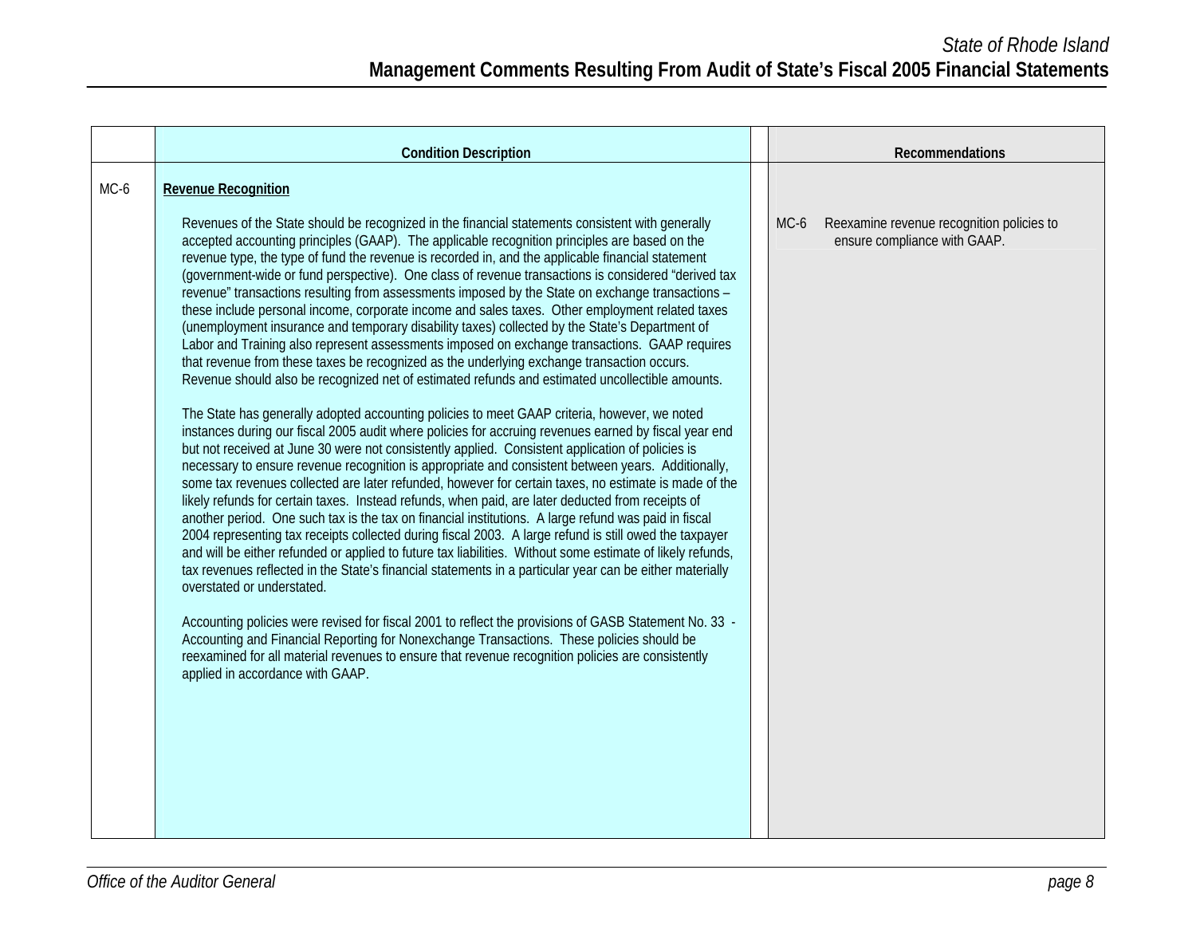| | Condition Description | Recommendations |
|---|---|---|
| MC-6 | **Revenue Recognition** | |
| | Revenues of the State should be recognized in the financial statements consistent with generally accepted accounting principles (GAAP). The applicable recognition principles are based on the revenue type, the type of fund the revenue is recorded in, and the applicable financial statement (government-wide or fund perspective). One class of revenue transactions is considered "derived tax revenue" transactions resulting from assessments imposed by the State on exchange transactions – these include personal income, corporate income and sales taxes. Other employment related taxes (unemployment insurance and temporary disability taxes) collected by the State's Department of Labor and Training also represent assessments imposed on exchange transactions. GAAP requires that revenue from these taxes be recognized as the underlying exchange transaction occurs. Revenue should also be recognized net of estimated refunds and estimated uncollectible amounts.<br><br>The State has generally adopted accounting policies to meet GAAP criteria, however, we noted instances during our fiscal 2005 audit where policies for accruing revenues earned by fiscal year end but not received at June 30 were not consistently applied. Consistent application of policies is necessary to ensure revenue recognition is appropriate and consistent between years. Additionally, some tax revenues collected are later refunded, however for certain taxes, no estimate is made of the likely refunds for certain taxes. Instead refunds, when paid, are later deducted from receipts of another period. One such tax is the tax on financial institutions. A large refund was paid in fiscal 2004 representing tax receipts collected during fiscal 2003. A large refund is still owed the taxpayer and will be either refunded or applied to future tax liabilities. Without some estimate of likely refunds, tax revenues reflected in the State's financial statements in a particular year can be either materially overstated or understated.<br><br>Accounting policies were revised for fiscal 2001 to reflect the provisions of GASB Statement No. 33 - Accounting and Financial Reporting for Nonexchange Transactions. These policies should be reexamined for all material revenues to ensure that revenue recognition policies are consistently applied in accordance with GAAP. | MC-6 Reexamine revenue recognition policies to ensure compliance with GAAP. |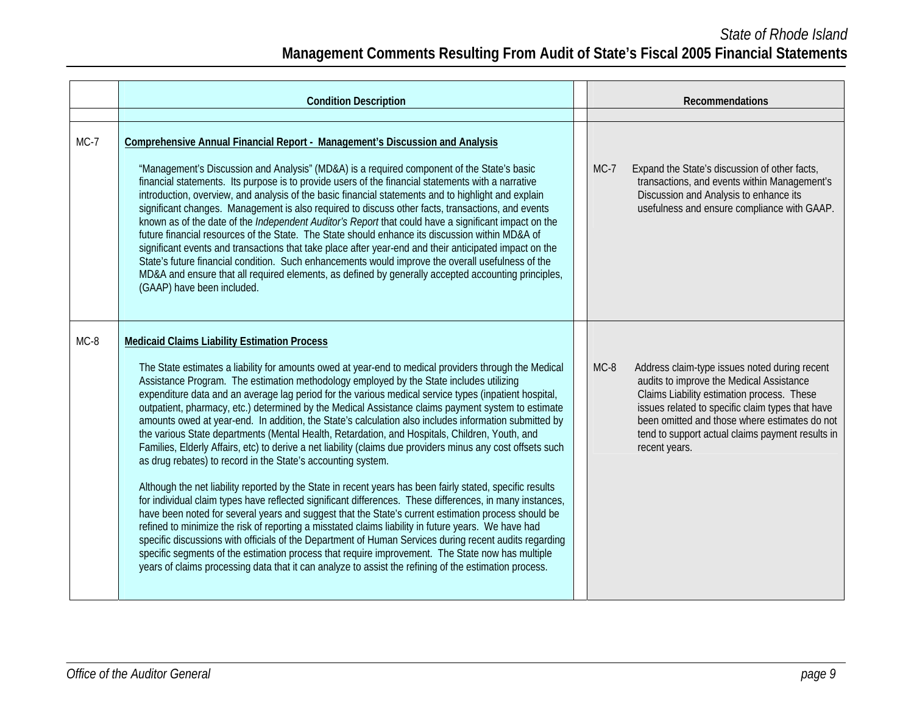| | Condition Description | Recommendations |
|---|---|---|
| MC-7 | **Comprehensive Annual Financial Report - Management's Discussion and Analysis**<br><br>"Management's Discussion and Analysis" (MD&A) is a required component of the State's basic financial statements. Its purpose is to provide users of the financial statements with a narrative introduction, overview, and analysis of the basic financial statements and to highlight and explain significant changes. Management is also required to discuss other facts, transactions, and events known as of the date of the *Independent Auditor's Report* that could have a significant impact on the future financial resources of the State. The State should enhance its discussion within MD&A of significant events and transactions that take place after year-end and their anticipated impact on the State's future financial condition. Such enhancements would improve the overall usefulness of the MD&A and ensure that all required elements, as defined by generally accepted accounting principles, (GAAP) have been included. | MC-7 Expand the State's discussion of other facts, transactions, and events within Management's Discussion and Analysis to enhance its usefulness and ensure compliance with GAAP. |
| MC-8 | **Medicaid Claims Liability Estimation Process**<br><br>The State estimates a liability for amounts owed at year-end to medical providers through the Medical Assistance Program. The estimation methodology employed by the State includes utilizing expenditure data and an average lag period for the various medical service types (inpatient hospital, outpatient, pharmacy, etc.) determined by the Medical Assistance claims payment system to estimate amounts owed at year-end. In addition, the State's calculation also includes information submitted by the various State departments (Mental Health, Retardation, and Hospitals, Children, Youth, and Families, Elderly Affairs, etc) to derive a net liability (claims due providers minus any cost offsets such as drug rebates) to record in the State's accounting system.<br><br>Although the net liability reported by the State in recent years has been fairly stated, specific results for individual claim types have reflected significant differences. These differences, in many instances, have been noted for several years and suggest that the State's current estimation process should be refined to minimize the risk of reporting a misstated claims liability in future years. We have had specific discussions with officials of the Department of Human Services during recent audits regarding specific segments of the estimation process that require improvement. The State now has multiple years of claims processing data that it can analyze to assist the refining of the estimation process. | MC-8 Address claim-type issues noted during recent audits to improve the Medical Assistance Claims Liability estimation process. These issues related to specific claim types that have been omitted and those where estimates do not tend to support actual claims payment results in recent years. |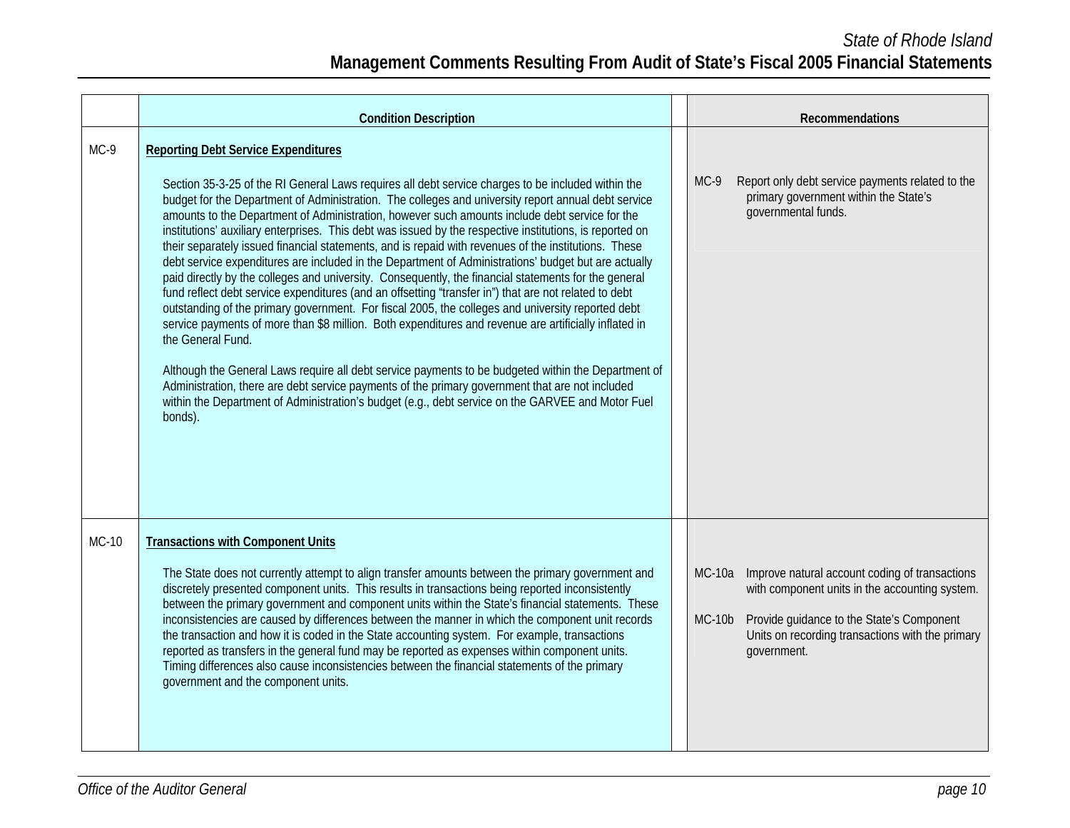| | Condition Description | Recommendations |
|---|---|---|
| MC-9 | **Reporting Debt Service Expenditures**<br><br>Section 35-3-25 of the RI General Laws requires all debt service charges to be included within the budget for the Department of Administration. The colleges and university report annual debt service amounts to the Department of Administration, however such amounts include debt service for the institutions' auxiliary enterprises. This debt was issued by the respective institutions, is reported on their separately issued financial statements, and is repaid with revenues of the institutions. These debt service expenditures are included in the Department of Administrations' budget but are actually paid directly by the colleges and university. Consequently, the financial statements for the general fund reflect debt service expenditures (and an offsetting "transfer in") that are not related to debt outstanding of the primary government. For fiscal 2005, the colleges and university reported debt service payments of more than $8 million. Both expenditures and revenue are artificially inflated in the General Fund.<br><br>Although the General Laws require all debt service payments to be budgeted within the Department of Administration, there are debt service payments of the primary government that are not included within the Department of Administration's budget (e.g., debt service on the GARVEE and Motor Fuel bonds). | MC-9 Report only debt service payments related to the primary government within the State's governmental funds. |
| MC-10 | **Transactions with Component Units**<br><br>The State does not currently attempt to align transfer amounts between the primary government and discretely presented component units. This results in transactions being reported inconsistently between the primary government and component units within the State's financial statements. These inconsistencies are caused by differences between the manner in which the component unit records the transaction and how it is coded in the State accounting system. For example, transactions reported as transfers in the general fund may be reported as expenses within component units. Timing differences also cause inconsistencies between the financial statements of the primary government and the component units. | MC-10a Improve natural account coding of transactions with component units in the accounting system.<br><br>MC-10b Provide guidance to the State's Component Units on recording transactions with the primary government. |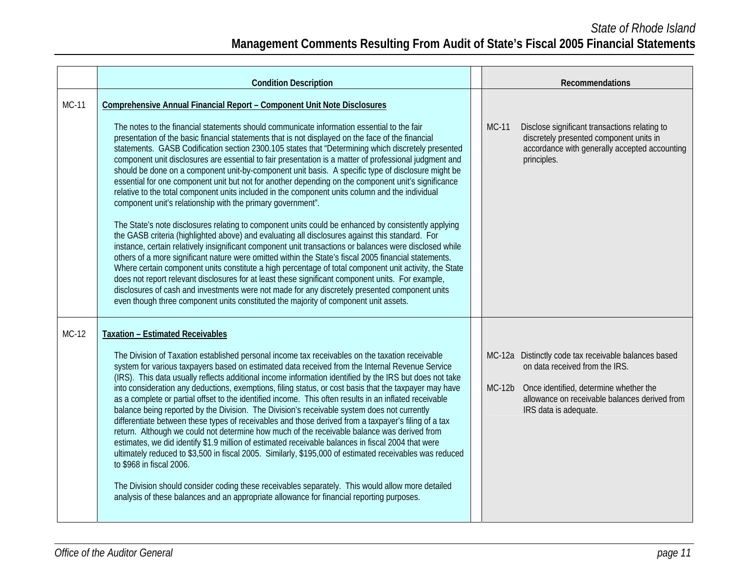| | Condition Description | Recommendations |
|---|---|---|
| MC-11 | **Comprehensive Annual Financial Report – Component Unit Note Disclosures**<br><br>The notes to the financial statements should communicate information essential to the fair presentation of the basic financial statements that is not displayed on the face of the financial statements. GASB Codification section 2300.105 states that "Determining which discretely presented component unit disclosures are essential to fair presentation is a matter of professional judgment and should be done on a component unit-by-component unit basis. A specific type of disclosure might be essential for one component unit but not for another depending on the component unit's significance relative to the total component units included in the component units column and the individual component unit's relationship with the primary government".<br><br>The State's note disclosures relating to component units could be enhanced by consistently applying the GASB criteria (highlighted above) and evaluating all disclosures against this standard. For instance, certain relatively insignificant component unit transactions or balances were disclosed while others of a more significant nature were omitted within the State's fiscal 2005 financial statements. Where certain component units constitute a high percentage of total component unit activity, the State does not report relevant disclosures for at least these significant component units. For example, disclosures of cash and investments were not made for any discretely presented component units even though three component units constituted the majority of component unit assets. | MC-11 Disclose significant transactions relating to discretely presented component units in accordance with generally accepted accounting principles. |
| MC-12 | **Taxation – Estimated Receivables**<br><br>The Division of Taxation established personal income tax receivables on the taxation receivable system for various taxpayers based on estimated data received from the Internal Revenue Service (IRS). This data usually reflects additional income information identified by the IRS but does not take into consideration any deductions, exemptions, filing status, or cost basis that the taxpayer may have as a complete or partial offset to the identified income. This often results in an inflated receivable balance being reported by the Division. The Division's receivable system does not currently differentiate between these types of receivables and those derived from a taxpayer's filing of a tax return. Although we could not determine how much of the receivable balance was derived from estimates, we did identify $1.9 million of estimated receivable balances in fiscal 2004 that were ultimately reduced to $3,500 in fiscal 2005. Similarly, $195,000 of estimated receivables was reduced to $968 in fiscal 2006.<br><br>The Division should consider coding these receivables separately. This would allow more detailed analysis of these balances and an appropriate allowance for financial reporting purposes. | MC-12a Distinctly code tax receivable balances based on data received from the IRS.<br><br>MC-12b Once identified, determine whether the allowance on receivable balances derived from IRS data is adequate. |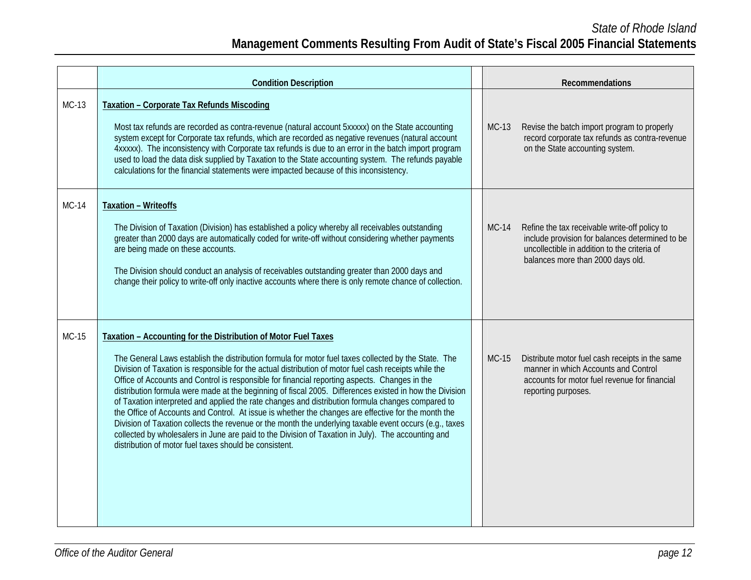| | Condition Description | Recommendations |
|---|---|---|
| MC-13 | **Taxation – Corporate Tax Refunds Miscoding**<br><br>Most tax refunds are recorded as contra-revenue (natural account 5xxxxx) on the State accounting system except for Corporate tax refunds, which are recorded as negative revenues (natural account 4xxxxx). The inconsistency with Corporate tax refunds is due to an error in the batch import program used to load the data disk supplied by Taxation to the State accounting system. The refunds payable calculations for the financial statements were impacted because of this inconsistency. | MC-13 Revise the batch import program to properly record corporate tax refunds as contra-revenue on the State accounting system. |
| MC-14 | **Taxation – Writeoffs**<br><br>The Division of Taxation (Division) has established a policy whereby all receivables outstanding greater than 2000 days are automatically coded for write-off without considering whether payments are being made on these accounts.<br><br>The Division should conduct an analysis of receivables outstanding greater than 2000 days and change their policy to write-off only inactive accounts where there is only remote chance of collection. | MC-14 Refine the tax receivable write-off policy to include provision for balances determined to be uncollectible in addition to the criteria of balances more than 2000 days old. |
| MC-15 | **Taxation – Accounting for the Distribution of Motor Fuel Taxes**<br><br>The General Laws establish the distribution formula for motor fuel taxes collected by the State. The Division of Taxation is responsible for the actual distribution of motor fuel cash receipts while the Office of Accounts and Control is responsible for financial reporting aspects. Changes in the distribution formula were made at the beginning of fiscal 2005. Differences existed in how the Division of Taxation interpreted and applied the rate changes and distribution formula changes compared to the Office of Accounts and Control. At issue is whether the changes are effective for the month the Division of Taxation collects the revenue or the month the underlying taxable event occurs (e.g., taxes collected by wholesalers in June are paid to the Division of Taxation in July). The accounting and distribution of motor fuel taxes should be consistent. | MC-15 Distribute motor fuel cash receipts in the same manner in which Accounts and Control accounts for motor fuel revenue for financial reporting purposes. |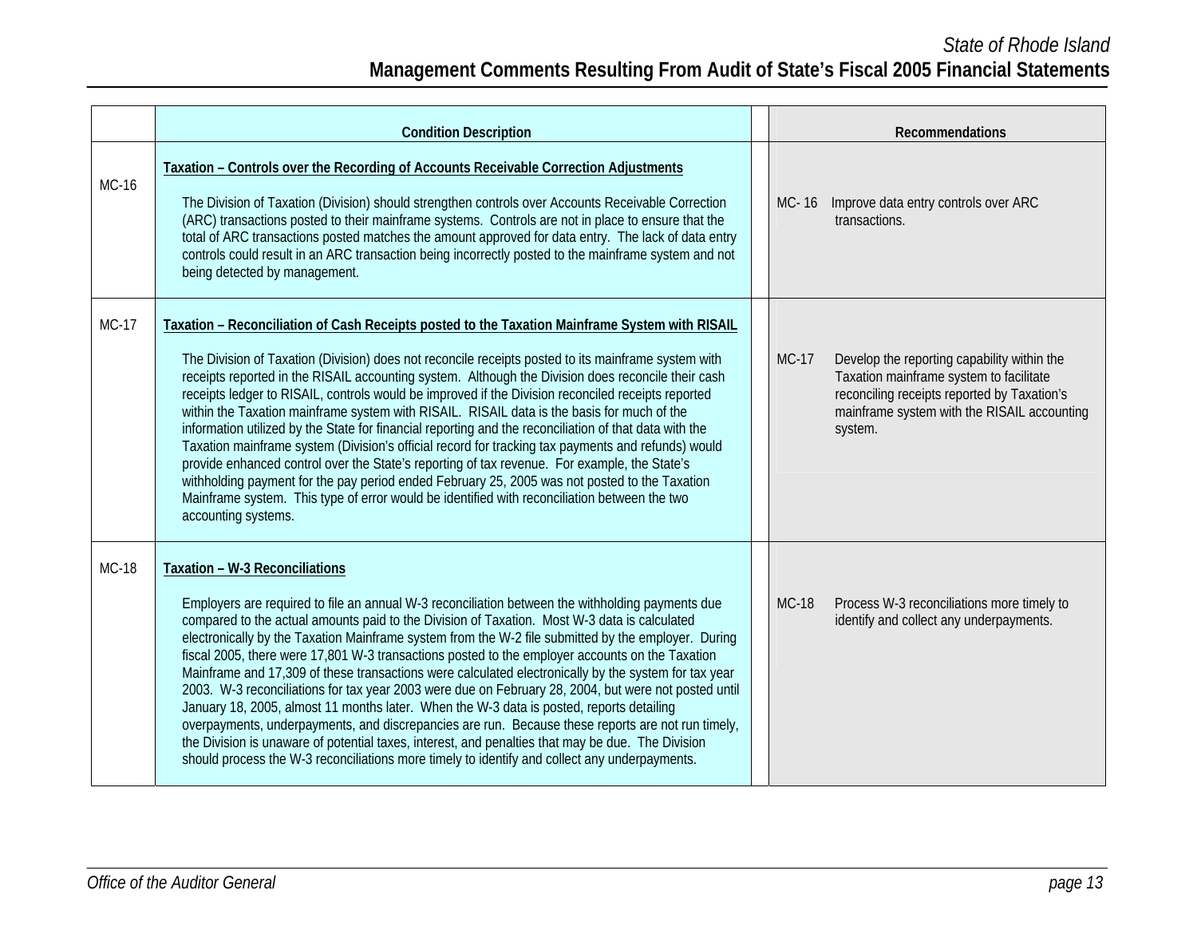| | Condition Description | Recommendations |
|---|---|---|
| MC-16 | **Taxation – Controls over the Recording of Accounts Receivable Correction Adjustments**<br><br>The Division of Taxation (Division) should strengthen controls over Accounts Receivable Correction (ARC) transactions posted to their mainframe systems. Controls are not in place to ensure that the total of ARC transactions posted matches the amount approved for data entry. The lack of data entry controls could result in an ARC transaction being incorrectly posted to the mainframe system and not being detected by management. | MC- 16 Improve data entry controls over ARC transactions. |
| MC-17 | **Taxation – Reconciliation of Cash Receipts posted to the Taxation Mainframe System with RISAIL**<br><br>The Division of Taxation (Division) does not reconcile receipts posted to its mainframe system with receipts reported in the RISAIL accounting system. Although the Division does reconcile their cash receipts ledger to RISAIL, controls would be improved if the Division reconciled receipts reported within the Taxation mainframe system with RISAIL. RISAIL data is the basis for much of the information utilized by the State for financial reporting and the reconciliation of that data with the Taxation mainframe system (Division's official record for tracking tax payments and refunds) would provide enhanced control over the State's reporting of tax revenue. For example, the State's withholding payment for the pay period ended February 25, 2005 was not posted to the Taxation Mainframe system. This type of error would be identified with reconciliation between the two accounting systems. | MC-17 Develop the reporting capability within the Taxation mainframe system to facilitate reconciling receipts reported by Taxation's mainframe system with the RISAIL accounting system. |
| MC-18 | **Taxation – W-3 Reconciliations**<br><br>Employers are required to file an annual W-3 reconciliation between the withholding payments due compared to the actual amounts paid to the Division of Taxation. Most W-3 data is calculated electronically by the Taxation Mainframe system from the W-2 file submitted by the employer. During fiscal 2005, there were 17,801 W-3 transactions posted to the employer accounts on the Taxation Mainframe and 17,309 of these transactions were calculated electronically by the system for tax year 2003. W-3 reconciliations for tax year 2003 were due on February 28, 2004, but were not posted until January 18, 2005, almost 11 months later. When the W-3 data is posted, reports detailing overpayments, underpayments, and discrepancies are run. Because these reports are not run timely, the Division is unaware of potential taxes, interest, and penalties that may be due. The Division should process the W-3 reconciliations more timely to identify and collect any underpayments. | MC-18 Process W-3 reconciliations more timely to identify and collect any underpayments. |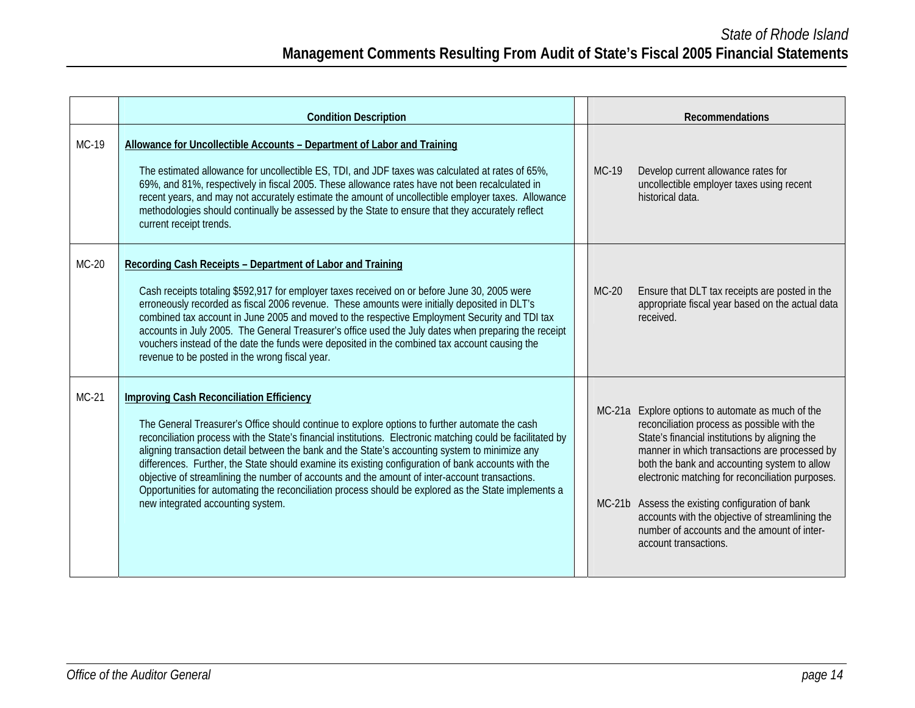| | Condition Description | Recommendations |
|---|---|---|
| MC-19 | **Allowance for Uncollectible Accounts – Department of Labor and Training**<br><br>The estimated allowance for uncollectible ES, TDI, and JDF taxes was calculated at rates of 65%, 69%, and 81%, respectively in fiscal 2005. These allowance rates have not been recalculated in recent years, and may not accurately estimate the amount of uncollectible employer taxes. Allowance methodologies should continually be assessed by the State to ensure that they accurately reflect current receipt trends. | MC-19 Develop current allowance rates for uncollectible employer taxes using recent historical data. |
| MC-20 | **Recording Cash Receipts – Department of Labor and Training**<br><br>Cash receipts totaling $592,917 for employer taxes received on or before June 30, 2005 were erroneously recorded as fiscal 2006 revenue. These amounts were initially deposited in DLT's combined tax account in June 2005 and moved to the respective Employment Security and TDI tax accounts in July 2005. The General Treasurer's office used the July dates when preparing the receipt vouchers instead of the date the funds were deposited in the combined tax account causing the revenue to be posted in the wrong fiscal year. | MC-20 Ensure that DLT tax receipts are posted in the appropriate fiscal year based on the actual data received. |
| MC-21 | **Improving Cash Reconciliation Efficiency**<br><br>The General Treasurer's Office should continue to explore options to further automate the cash reconciliation process with the State's financial institutions. Electronic matching could be facilitated by aligning transaction detail between the bank and the State's accounting system to minimize any differences. Further, the State should examine its existing configuration of bank accounts with the objective of streamlining the number of accounts and the amount of inter-account transactions. Opportunities for automating the reconciliation process should be explored as the State implements a new integrated accounting system. | MC-21a Explore options to automate as much of the reconciliation process as possible with the State's financial institutions by aligning the manner in which transactions are processed by both the bank and accounting system to allow electronic matching for reconciliation purposes.<br><br>MC-21b Assess the existing configuration of bank accounts with the objective of streamlining the number of accounts and the amount of inter-account transactions. |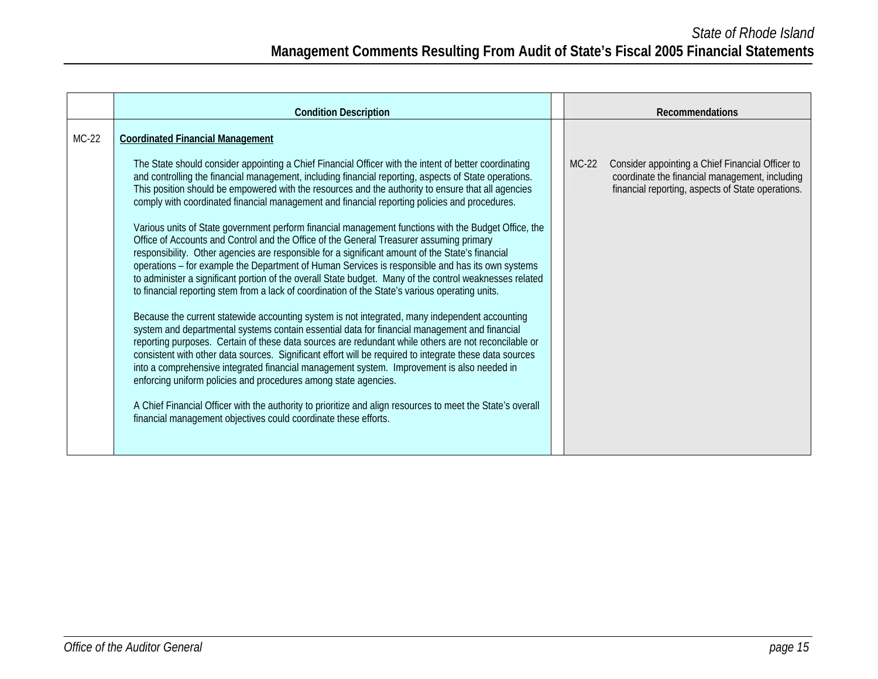| | Condition Description | Recommendations |
|---|---|---|
| MC-22 | **Coordinated Financial Management**<br><br>The State should consider appointing a Chief Financial Officer with the intent of better coordinating and controlling the financial management, including financial reporting, aspects of State operations. This position should be empowered with the resources and the authority to ensure that all agencies comply with coordinated financial management and financial reporting policies and procedures.<br><br>Various units of State government perform financial management functions with the Budget Office, the Office of Accounts and Control and the Office of the General Treasurer assuming primary responsibility. Other agencies are responsible for a significant amount of the State's financial operations – for example the Department of Human Services is responsible and has its own systems to administer a significant portion of the overall State budget. Many of the control weaknesses related to financial reporting stem from a lack of coordination of the State's various operating units.<br><br>Because the current statewide accounting system is not integrated, many independent accounting system and departmental systems contain essential data for financial management and financial reporting purposes. Certain of these data sources are redundant while others are not reconcilable or consistent with other data sources. Significant effort will be required to integrate these data sources into a comprehensive integrated financial management system. Improvement is also needed in enforcing uniform policies and procedures among state agencies.<br><br>A Chief Financial Officer with the authority to prioritize and align resources to meet the State's overall financial management objectives could coordinate these efforts. | MC-22 Consider appointing a Chief Financial Officer to coordinate the financial management, including financial reporting, aspects of State operations. |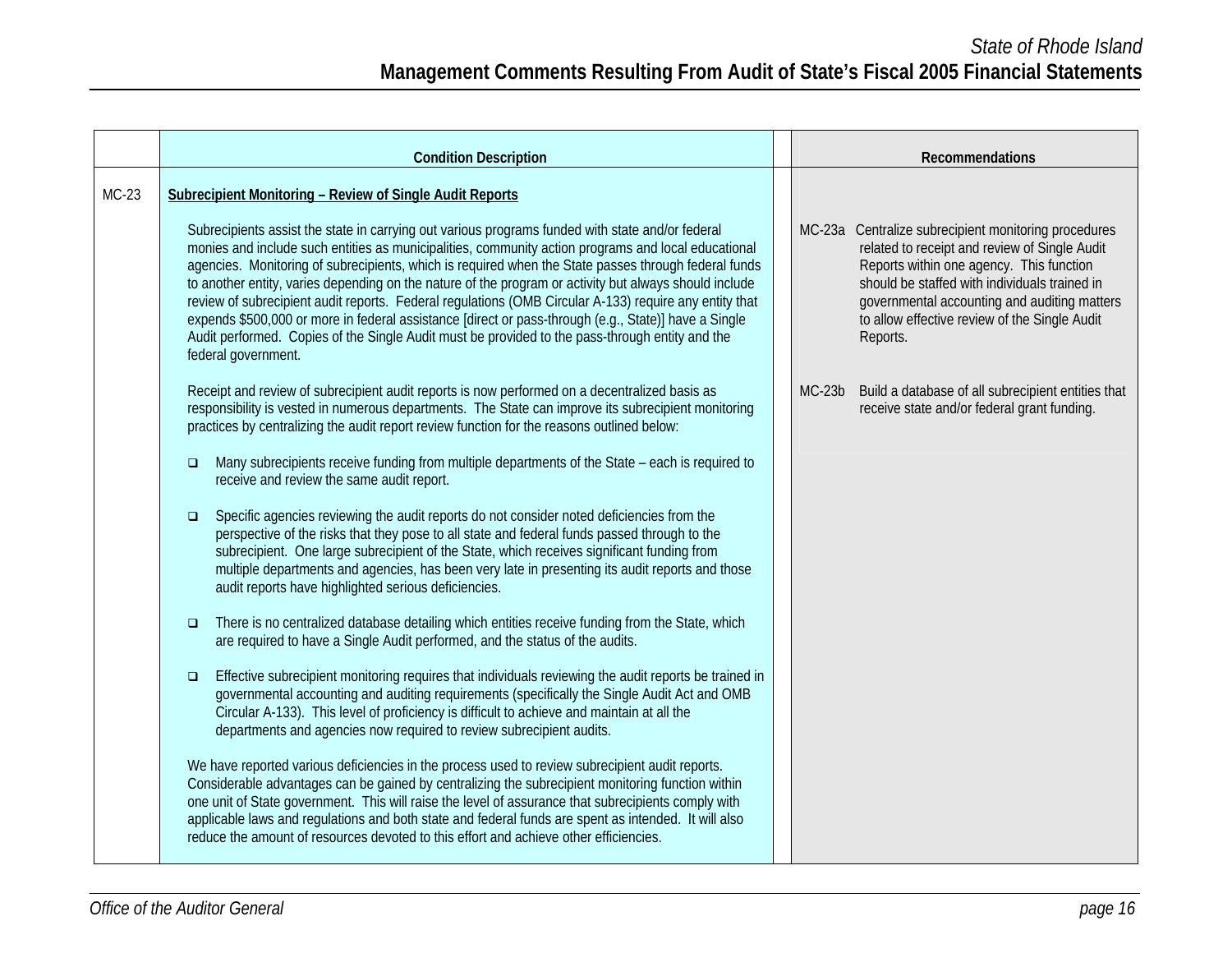| | Condition Description | Recommendations |
|---|---|---|
| MC-23 | **Subrecipient Monitoring – Review of Single Audit Reports** | |

Subrecipients assist the state in carrying out various programs funded with state and/or federal monies and include such entities as municipalities, community action programs and local educational agencies. Monitoring of subrecipients, which is required when the State passes through federal funds to another entity, varies depending on the nature of the program or activity but always should include review of subrecipient audit reports. Federal regulations (OMB Circular A-133) require any entity that expends $500,000 or more in federal assistance [direct or pass-through (e.g., State)] have a Single Audit performed. Copies of the Single Audit must be provided to the pass-through entity and the federal government.

Receipt and review of subrecipient audit reports is now performed on a decentralized basis as responsibility is vested in numerous departments. The State can improve its subrecipient monitoring practices by centralizing the audit report review function for the reasons outlined below:

- Many subrecipients receive funding from multiple departments of the State – each is required to receive and review the same audit report.
- Specific agencies reviewing the audit reports do not consider noted deficiencies from the perspective of the risks that they pose to all state and federal funds passed through to the subrecipient. One large subrecipient of the State, which receives significant funding from multiple departments and agencies, has been very late in presenting its audit reports and those audit reports have highlighted serious deficiencies.
- There is no centralized database detailing which entities receive funding from the State, which are required to have a Single Audit performed, and the status of the audits.
- Effective subrecipient monitoring requires that individuals reviewing the audit reports be trained in governmental accounting and auditing requirements (specifically the Single Audit Act and OMB Circular A-133). This level of proficiency is difficult to achieve and maintain at all the departments and agencies now required to review subrecipient audits.

We have reported various deficiencies in the process used to review subrecipient audit reports. Considerable advantages can be gained by centralizing the subrecipient monitoring function within one unit of State government. This will raise the level of assurance that subrecipients comply with applicable laws and regulations and both state and federal funds are spent as intended. It will also reduce the amount of resources devoted to this effort and achieve other efficiencies.

**Recommendations**

MC-23a Centralize subrecipient monitoring procedures related to receipt and review of Single Audit Reports within one agency. This function should be staffed with individuals trained in governmental accounting and auditing matters to allow effective review of the Single Audit Reports.

MC-23b Build a database of all subrecipient entities that receive state and/or federal grant funding.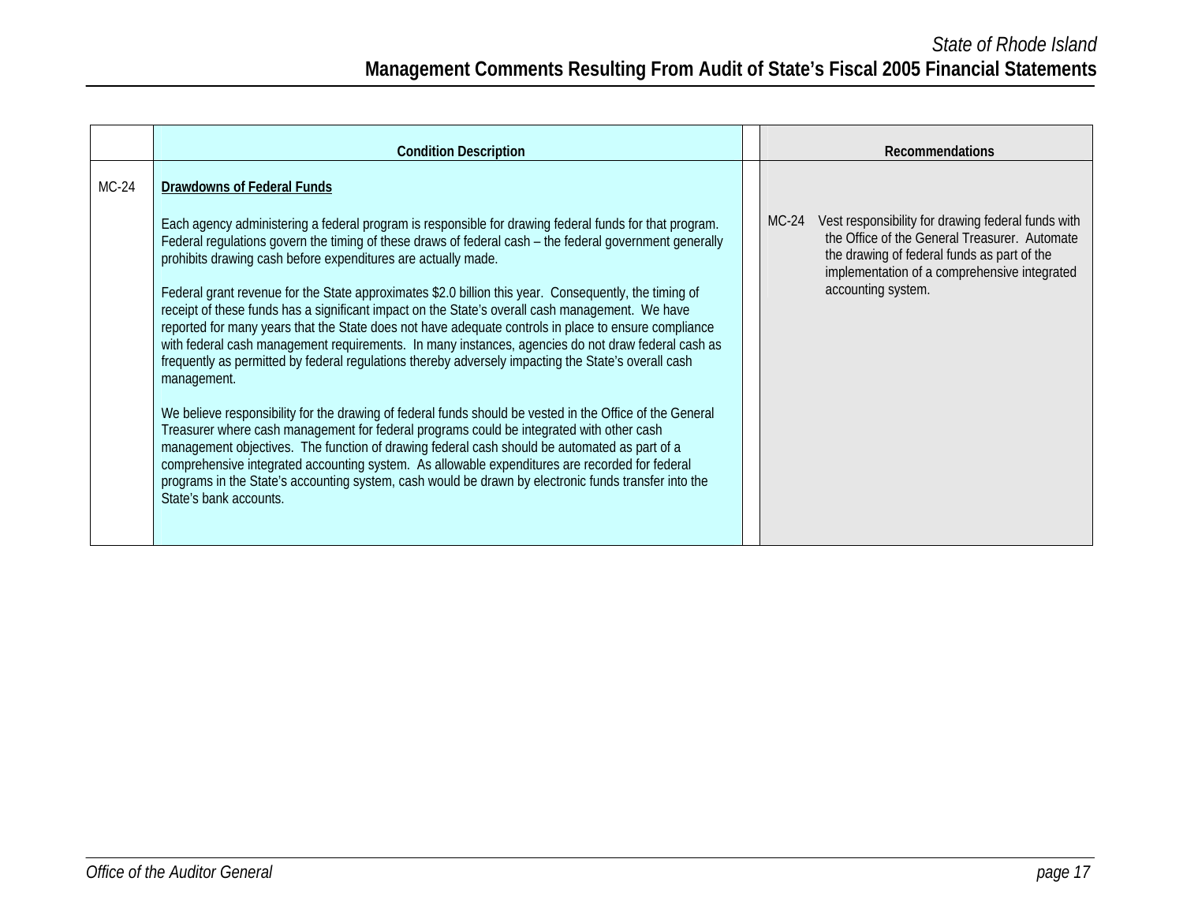| | Condition Description | | Recommendations |
|---|---|---|---|
| MC-24 | **Drawdowns of Federal Funds**<br><br>Each agency administering a federal program is responsible for drawing federal funds for that program. Federal regulations govern the timing of these draws of federal cash – the federal government generally prohibits drawing cash before expenditures are actually made.<br><br>Federal grant revenue for the State approximates $2.0 billion this year. Consequently, the timing of receipt of these funds has a significant impact on the State's overall cash management. We have reported for many years that the State does not have adequate controls in place to ensure compliance with federal cash management requirements. In many instances, agencies do not draw federal cash as frequently as permitted by federal regulations thereby adversely impacting the State's overall cash management.<br><br>We believe responsibility for the drawing of federal funds should be vested in the Office of the General Treasurer where cash management for federal programs could be integrated with other cash management objectives. The function of drawing federal cash should be automated as part of a comprehensive integrated accounting system. As allowable expenditures are recorded for federal programs in the State's accounting system, cash would be drawn by electronic funds transfer into the State's bank accounts. | | MC-24 Vest responsibility for drawing federal funds with the Office of the General Treasurer. Automate the drawing of federal funds as part of the implementation of a comprehensive integrated accounting system. |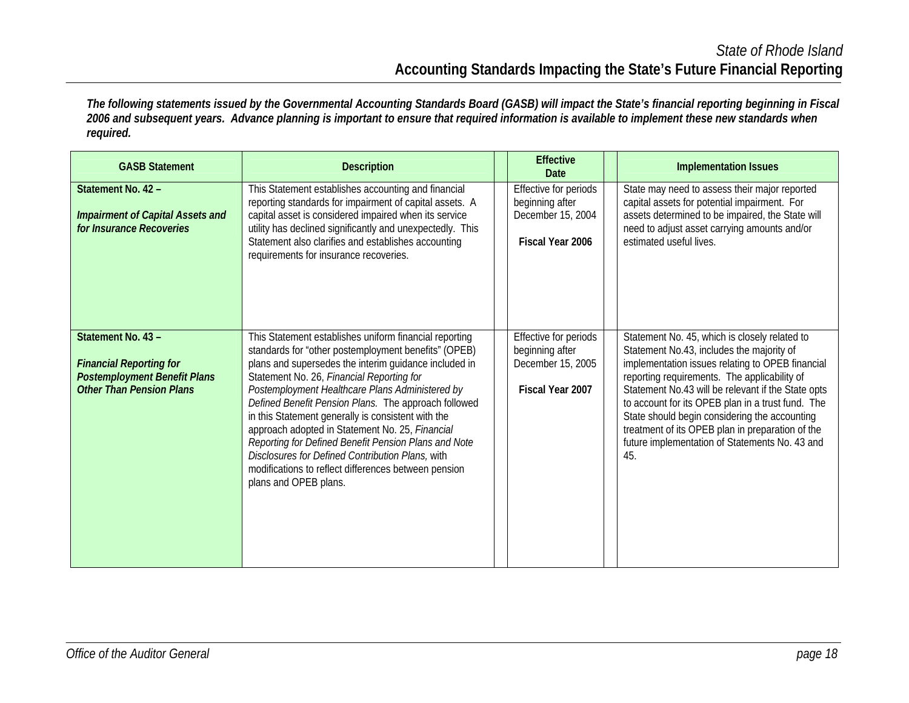## State of Rhode Island
## Accounting Standards Impacting the State's Future Financial Reporting

***The following statements issued by the Governmental Accounting Standards Board (GASB) will impact the State's financial reporting beginning in Fiscal 2006 and subsequent years. Advance planning is important to ensure that required information is available to implement these new standards when required.***

| GASB Statement | Description | Effective Date | Implementation Issues |
|---|---|---|---|
| **Statement No. 42 –** ***Impairment of Capital Assets and for Insurance Recoveries*** | This Statement establishes accounting and financial reporting standards for impairment of capital assets. A capital asset is considered impaired when its service utility has declined significantly and unexpectedly. This Statement also clarifies and establishes accounting requirements for insurance recoveries. | Effective for periods beginning after December 15, 2004 **Fiscal Year 2006** | State may need to assess their major reported capital assets for potential impairment. For assets determined to be impaired, the State will need to adjust asset carrying amounts and/or estimated useful lives. |
| **Statement No. 43 –** ***Financial Reporting for Postemployment Benefit Plans Other Than Pension Plans*** | This Statement establishes uniform financial reporting standards for "other postemployment benefits" (OPEB) plans and supersedes the interim guidance included in Statement No. 26, *Financial Reporting for Postemployment Healthcare Plans Administered by Defined Benefit Pension Plans.* The approach followed in this Statement generally is consistent with the approach adopted in Statement No. 25, *Financial Reporting for Defined Benefit Pension Plans and Note Disclosures for Defined Contribution Plans,* with modifications to reflect differences between pension plans and OPEB plans. | Effective for periods beginning after December 15, 2005 **Fiscal Year 2007** | Statement No. 45, which is closely related to Statement No.43, includes the majority of implementation issues relating to OPEB financial reporting requirements. The applicability of Statement No.43 will be relevant if the State opts to account for its OPEB plan in a trust fund. The State should begin considering the accounting treatment of its OPEB plan in preparation of the future implementation of Statements No. 43 and 45. |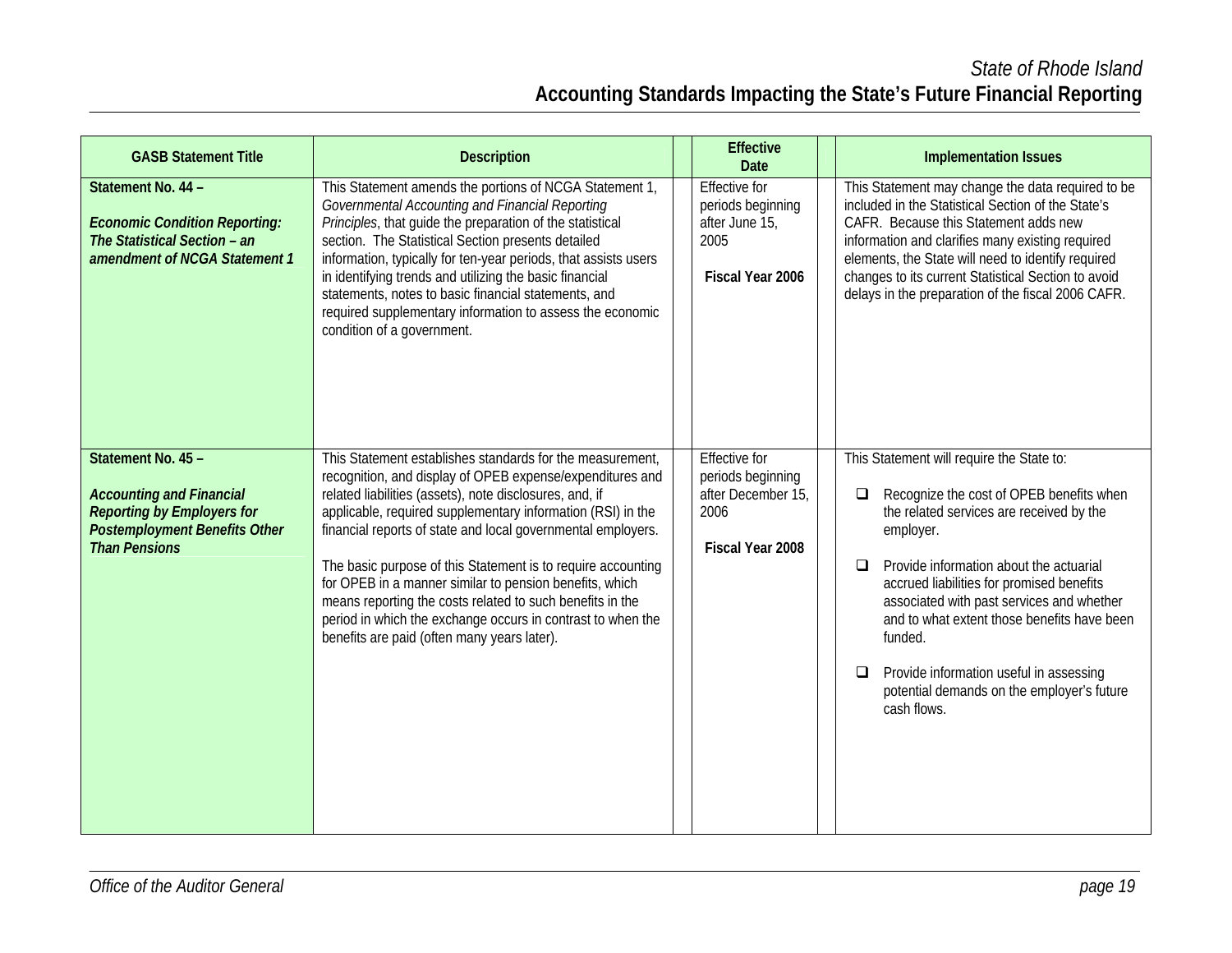| GASB Statement Title | Description | Effective Date | Implementation Issues |
|---|---|---|---|
| **Statement No. 44 –** <br><br> ***Economic Condition Reporting: The Statistical Section – an amendment of NCGA Statement 1*** | This Statement amends the portions of NCGA Statement 1, *Governmental Accounting and Financial Reporting Principles*, that guide the preparation of the statistical section. The Statistical Section presents detailed information, typically for ten-year periods, that assists users in identifying trends and utilizing the basic financial statements, notes to basic financial statements, and required supplementary information to assess the economic condition of a government. | Effective for periods beginning after June 15, 2005 <br><br> **Fiscal Year 2006** | This Statement may change the data required to be included in the Statistical Section of the State's CAFR. Because this Statement adds new information and clarifies many existing required elements, the State will need to identify required changes to its current Statistical Section to avoid delays in the preparation of the fiscal 2006 CAFR. |
| **Statement No. 45 –** <br><br> ***Accounting and Financial Reporting by Employers for Postemployment Benefits Other Than Pensions*** | This Statement establishes standards for the measurement, recognition, and display of OPEB expense/expenditures and related liabilities (assets), note disclosures, and, if applicable, required supplementary information (RSI) in the financial reports of state and local governmental employers. <br><br> The basic purpose of this Statement is to require accounting for OPEB in a manner similar to pension benefits, which means reporting the costs related to such benefits in the period in which the exchange occurs in contrast to when the benefits are paid (often many years later). | Effective for periods beginning after December 15, 2006 <br><br> **Fiscal Year 2008** | This Statement will require the State to: <br><br> ❑ Recognize the cost of OPEB benefits when the related services are received by the employer. <br><br> ❑ Provide information about the actuarial accrued liabilities for promised benefits associated with past services and whether and to what extent those benefits have been funded. <br><br> ❑ Provide information useful in assessing potential demands on the employer's future cash flows. |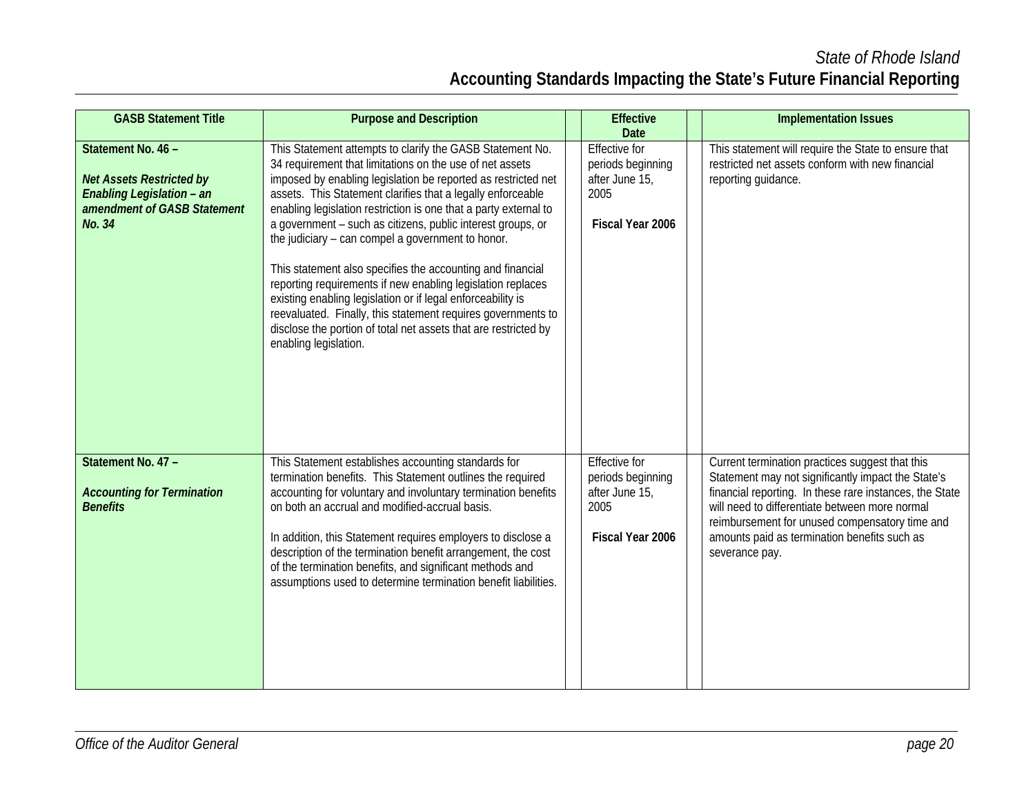| GASB Statement Title | Purpose and Description | Effective Date | Implementation Issues |
|---|---|---|---|
| **Statement No. 46 –** ***Net Assets Restricted by Enabling Legislation – an amendment of GASB Statement No. 34*** | This Statement attempts to clarify the GASB Statement No. 34 requirement that limitations on the use of net assets imposed by enabling legislation be reported as restricted net assets. This Statement clarifies that a legally enforceable enabling legislation restriction is one that a party external to a government – such as citizens, public interest groups, or the judiciary – can compel a government to honor.<br><br>This statement also specifies the accounting and financial reporting requirements if new enabling legislation replaces existing enabling legislation or if legal enforceability is reevaluated. Finally, this statement requires governments to disclose the portion of total net assets that are restricted by enabling legislation. | Effective for periods beginning after June 15, 2005<br><br>**Fiscal Year 2006** | This statement will require the State to ensure that restricted net assets conform with new financial reporting guidance. |
| **Statement No. 47 –** ***Accounting for Termination Benefits*** | This Statement establishes accounting standards for termination benefits. This Statement outlines the required accounting for voluntary and involuntary termination benefits on both an accrual and modified-accrual basis.<br><br>In addition, this Statement requires employers to disclose a description of the termination benefit arrangement, the cost of the termination benefits, and significant methods and assumptions used to determine termination benefit liabilities. | Effective for periods beginning after June 15, 2005<br><br>**Fiscal Year 2006** | Current termination practices suggest that this Statement may not significantly impact the State's financial reporting. In these rare instances, the State will need to differentiate between more normal reimbursement for unused compensatory time and amounts paid as termination benefits such as severance pay. |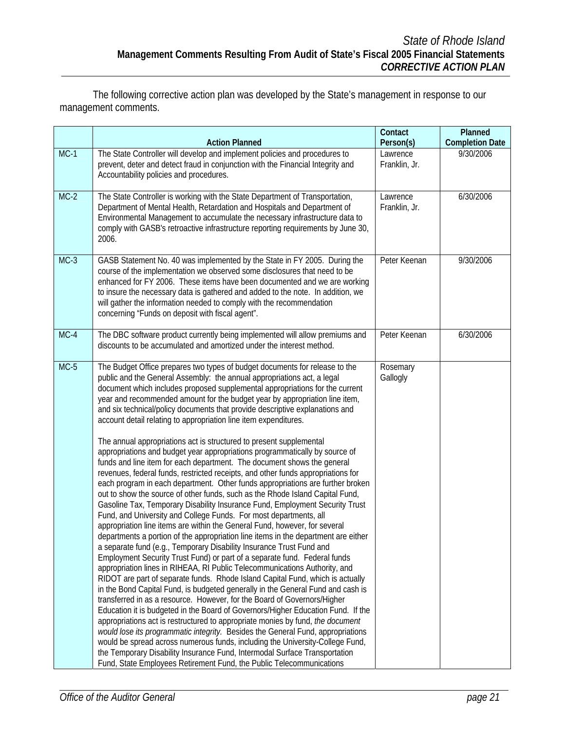*State of Rhode Island*
**Management Comments Resulting From Audit of State's Fiscal 2005 Financial Statements**
***CORRECTIVE ACTION PLAN***

The following corrective action plan was developed by the State's management in response to our management comments.

| | Action Planned | Contact Person(s) | Planned Completion Date |
|---|---|---|---|
| MC-1 | The State Controller will develop and implement policies and procedures to prevent, deter and detect fraud in conjunction with the Financial Integrity and Accountability policies and procedures. | Lawrence Franklin, Jr. | 9/30/2006 |
| MC-2 | The State Controller is working with the State Department of Transportation, Department of Mental Health, Retardation and Hospitals and Department of Environmental Management to accumulate the necessary infrastructure data to comply with GASB's retroactive infrastructure reporting requirements by June 30, 2006. | Lawrence Franklin, Jr. | 6/30/2006 |
| MC-3 | GASB Statement No. 40 was implemented by the State in FY 2005. During the course of the implementation we observed some disclosures that need to be enhanced for FY 2006. These items have been documented and we are working to insure the necessary data is gathered and added to the note. In addition, we will gather the information needed to comply with the recommendation concerning "Funds on deposit with fiscal agent". | Peter Keenan | 9/30/2006 |
| MC-4 | The DBC software product currently being implemented will allow premiums and discounts to be accumulated and amortized under the interest method. | Peter Keenan | 6/30/2006 |
| MC-5 | The Budget Office prepares two types of budget documents for release to the public and the General Assembly: the annual appropriations act, a legal document which includes proposed supplemental appropriations for the current year and recommended amount for the budget year by appropriation line item, and six technical/policy documents that provide descriptive explanations and account detail relating to appropriation line item expenditures.<br><br>The annual appropriations act is structured to present supplemental appropriations and budget year appropriations programmatically by source of funds and line item for each department. The document shows the general revenues, federal funds, restricted receipts, and other funds appropriations for each program in each department. Other funds appropriations are further broken out to show the source of other funds, such as the Rhode Island Capital Fund, Gasoline Tax, Temporary Disability Insurance Fund, Employment Security Trust Fund, and University and College Funds. For most departments, all appropriation line items are within the General Fund, however, for several departments a portion of the appropriation line items in the department are either a separate fund (e.g., Temporary Disability Insurance Trust Fund and Employment Security Trust Fund) or part of a separate fund. Federal funds appropriation lines in RIHEAA, RI Public Telecommunications Authority, and RIDOT are part of separate funds. Rhode Island Capital Fund, which is actually in the Bond Capital Fund, is budgeted generally in the General Fund and cash is transferred in as a resource. However, for the Board of Governors/Higher Education it is budgeted in the Board of Governors/Higher Education Fund. If the appropriations act is restructured to appropriate monies by fund, *the document would lose its programmatic integrity.* Besides the General Fund, appropriations would be spread across numerous funds, including the University-College Fund, the Temporary Disability Insurance Fund, Intermodal Surface Transportation Fund, State Employees Retirement Fund, the Public Telecommunications | Rosemary Gallogly | |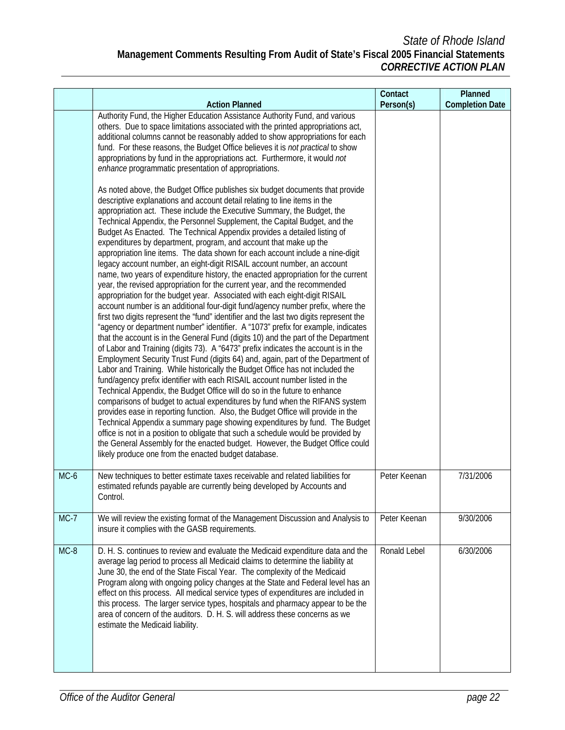| | Action Planned | Contact Person(s) | Planned Completion Date |
|---|---|---|---|
| | Authority Fund, the Higher Education Assistance Authority Fund, and various others. Due to space limitations associated with the printed appropriations act, additional columns cannot be reasonably added to show appropriations for each fund. For these reasons, the Budget Office believes it is *not practical* to show appropriations by fund in the appropriations act. Furthermore, it would *not enhance* programmatic presentation of appropriations.<br><br>As noted above, the Budget Office publishes six budget documents that provide descriptive explanations and account detail relating to line items in the appropriation act. These include the Executive Summary, the Budget, the Technical Appendix, the Personnel Supplement, the Capital Budget, and the Budget As Enacted. The Technical Appendix provides a detailed listing of expenditures by department, program, and account that make up the appropriation line items. The data shown for each account include a nine-digit legacy account number, an eight-digit RISAIL account number, an account name, two years of expenditure history, the enacted appropriation for the current year, the revised appropriation for the current year, and the recommended appropriation for the budget year. Associated with each eight-digit RISAIL account number is an additional four-digit fund/agency number prefix, where the first two digits represent the "fund" identifier and the last two digits represent the "agency or department number" identifier. A "1073" prefix for example, indicates that the account is in the General Fund (digits 10) and the part of the Department of Labor and Training (digits 73). A "6473" prefix indicates the account is in the Employment Security Trust Fund (digits 64) and, again, part of the Department of Labor and Training. While historically the Budget Office has not included the fund/agency prefix identifier with each RISAIL account number listed in the Technical Appendix, the Budget Office will do so in the future to enhance comparisons of budget to actual expenditures by fund when the RIFANS system provides ease in reporting function. Also, the Budget Office will provide in the Technical Appendix a summary page showing expenditures by fund. The Budget office is not in a position to obligate that such a schedule would be provided by the General Assembly for the enacted budget. However, the Budget Office could likely produce one from the enacted budget database. | | |
| MC-6 | New techniques to better estimate taxes receivable and related liabilities for estimated refunds payable are currently being developed by Accounts and Control. | Peter Keenan | 7/31/2006 |
| MC-7 | We will review the existing format of the Management Discussion and Analysis to insure it complies with the GASB requirements. | Peter Keenan | 9/30/2006 |
| MC-8 | D. H. S. continues to review and evaluate the Medicaid expenditure data and the average lag period to process all Medicaid claims to determine the liability at June 30, the end of the State Fiscal Year. The complexity of the Medicaid Program along with ongoing policy changes at the State and Federal level has an effect on this process. All medical service types of expenditures are included in this process. The larger service types, hospitals and pharmacy appear to be the area of concern of the auditors. D. H. S. will address these concerns as we estimate the Medicaid liability. | Ronald Lebel | 6/30/2006 |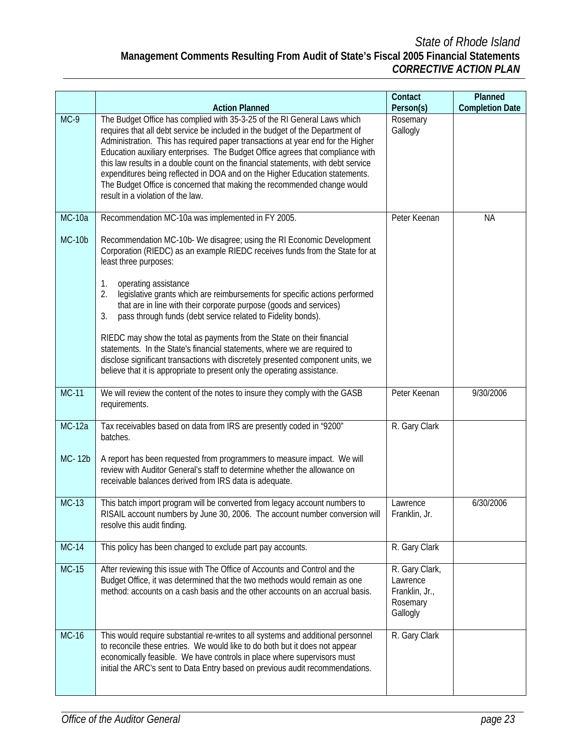State of Rhode Island

**Management Comments Resulting From Audit of State's Fiscal 2005 Financial Statements**

***CORRECTIVE ACTION PLAN***

| | Action Planned | Contact Person(s) | Planned Completion Date |
|---|---|---|---|
| MC-9 | The Budget Office has complied with 35-3-25 of the RI General Laws which requires that all debt service be included in the budget of the Department of Administration. This has required paper transactions at year end for the Higher Education auxiliary enterprises. The Budget Office agrees that compliance with this law results in a double count on the financial statements, with debt service expenditures being reflected in DOA and on the Higher Education statements. The Budget Office is concerned that making the recommended change would result in a violation of the law. | Rosemary Gallogly | |
| MC-10a<br><br>MC-10b | Recommendation MC-10a was implemented in FY 2005.<br><br>Recommendation MC-10b- We disagree; using the RI Economic Development Corporation (RIEDC) as an example RIEDC receives funds from the State for at least three purposes:<br><br>1. operating assistance<br>2. legislative grants which are reimbursements for specific actions performed that are in line with their corporate purpose (goods and services)<br>3. pass through funds (debt service related to Fidelity bonds).<br><br>RIEDC may show the total as payments from the State on their financial statements. In the State's financial statements, where we are required to disclose significant transactions with discretely presented component units, we believe that it is appropriate to present only the operating assistance. | Peter Keenan | NA |
| MC-11 | We will review the content of the notes to insure they comply with the GASB requirements. | Peter Keenan | 9/30/2006 |
| MC-12a<br><br>MC- 12b | Tax receivables based on data from IRS are presently coded in "9200" batches.<br><br>A report has been requested from programmers to measure impact. We will review with Auditor General's staff to determine whether the allowance on receivable balances derived from IRS data is adequate. | R. Gary Clark | |
| MC-13 | This batch import program will be converted from legacy account numbers to RISAIL account numbers by June 30, 2006. The account number conversion will resolve this audit finding. | Lawrence Franklin, Jr. | 6/30/2006 |
| MC-14 | This policy has been changed to exclude part pay accounts. | R. Gary Clark | |
| MC-15 | After reviewing this issue with The Office of Accounts and Control and the Budget Office, it was determined that the two methods would remain as one method: accounts on a cash basis and the other accounts on an accrual basis. | R. Gary Clark, Lawrence Franklin, Jr., Rosemary Gallogly | |
| MC-16 | This would require substantial re-writes to all systems and additional personnel to reconcile these entries. We would like to do both but it does not appear economically feasible. We have controls in place where supervisors must initial the ARC's sent to Data Entry based on previous audit recommendations. | R. Gary Clark | |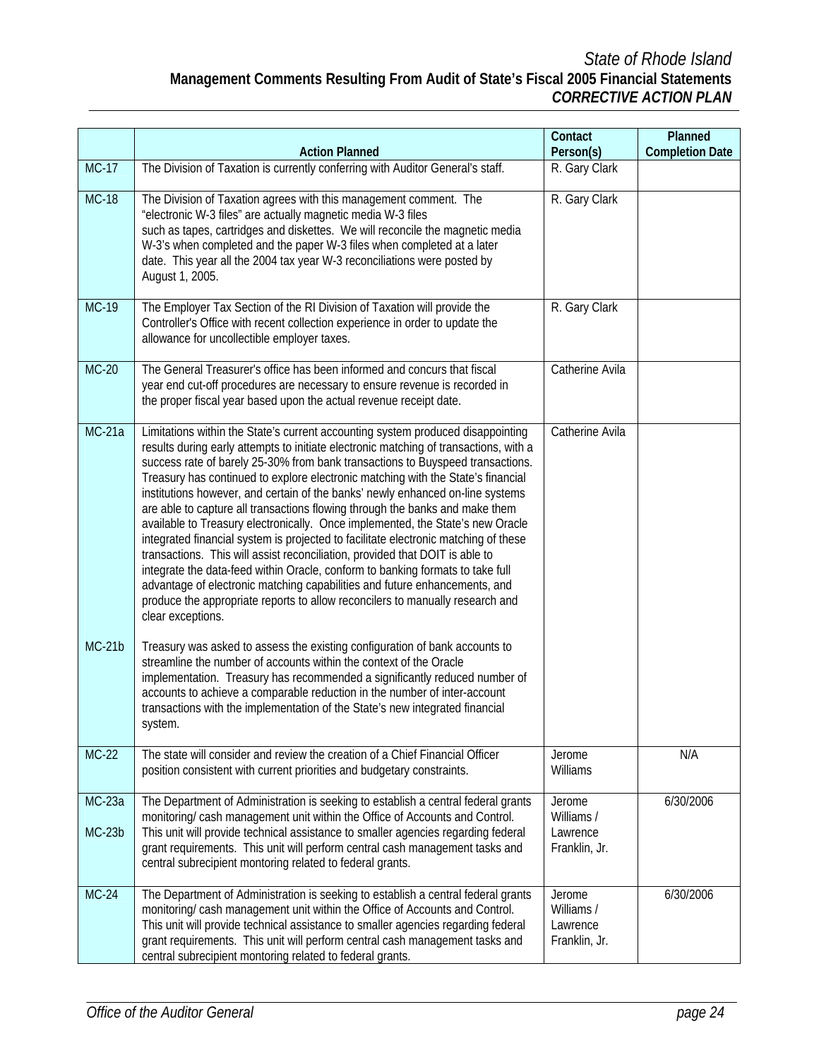State of Rhode Island

**Management Comments Resulting From Audit of State's Fiscal 2005 Financial Statements**

***CORRECTIVE ACTION PLAN***

| | Action Planned | Contact Person(s) | Planned Completion Date |
|---|---|---|---|
| MC-17 | The Division of Taxation is currently conferring with Auditor General's staff. | R. Gary Clark | |
| MC-18 | The Division of Taxation agrees with this management comment. The "electronic W-3 files" are actually magnetic media W-3 files such as tapes, cartridges and diskettes. We will reconcile the magnetic media W-3's when completed and the paper W-3 files when completed at a later date. This year all the 2004 tax year W-3 reconciliations were posted by August 1, 2005. | R. Gary Clark | |
| MC-19 | The Employer Tax Section of the RI Division of Taxation will provide the Controller's Office with recent collection experience in order to update the allowance for uncollectible employer taxes. | R. Gary Clark | |
| MC-20 | The General Treasurer's office has been informed and concurs that fiscal year end cut-off procedures are necessary to ensure revenue is recorded in the proper fiscal year based upon the actual revenue receipt date. | Catherine Avila | |
| MC-21a | Limitations within the State's current accounting system produced disappointing results during early attempts to initiate electronic matching of transactions, with a success rate of barely 25-30% from bank transactions to Buyspeed transactions. Treasury has continued to explore electronic matching with the State's financial institutions however, and certain of the banks' newly enhanced on-line systems are able to capture all transactions flowing through the banks and make them available to Treasury electronically. Once implemented, the State's new Oracle integrated financial system is projected to facilitate electronic matching of these transactions. This will assist reconciliation, provided that DOIT is able to integrate the data-feed within Oracle, conform to banking formats to take full advantage of electronic matching capabilities and future enhancements, and produce the appropriate reports to allow reconcilers to manually research and clear exceptions. | Catherine Avila | |
| MC-21b | Treasury was asked to assess the existing configuration of bank accounts to streamline the number of accounts within the context of the Oracle implementation. Treasury has recommended a significantly reduced number of accounts to achieve a comparable reduction in the number of inter-account transactions with the implementation of the State's new integrated financial system. | | |
| MC-22 | The state will consider and review the creation of a Chief Financial Officer position consistent with current priorities and budgetary constraints. | Jerome Williams | N/A |
| MC-23a<br>MC-23b | The Department of Administration is seeking to establish a central federal grants monitoring/ cash management unit within the Office of Accounts and Control. This unit will provide technical assistance to smaller agencies regarding federal grant requirements. This unit will perform central cash management tasks and central subrecipient montoring related to federal grants. | Jerome Williams / Lawrence Franklin, Jr. | 6/30/2006 |
| MC-24 | The Department of Administration is seeking to establish a central federal grants monitoring/ cash management unit within the Office of Accounts and Control. This unit will provide technical assistance to smaller agencies regarding federal grant requirements. This unit will perform central cash management tasks and central subrecipient montoring related to federal grants. | Jerome Williams / Lawrence Franklin, Jr. | 6/30/2006 |